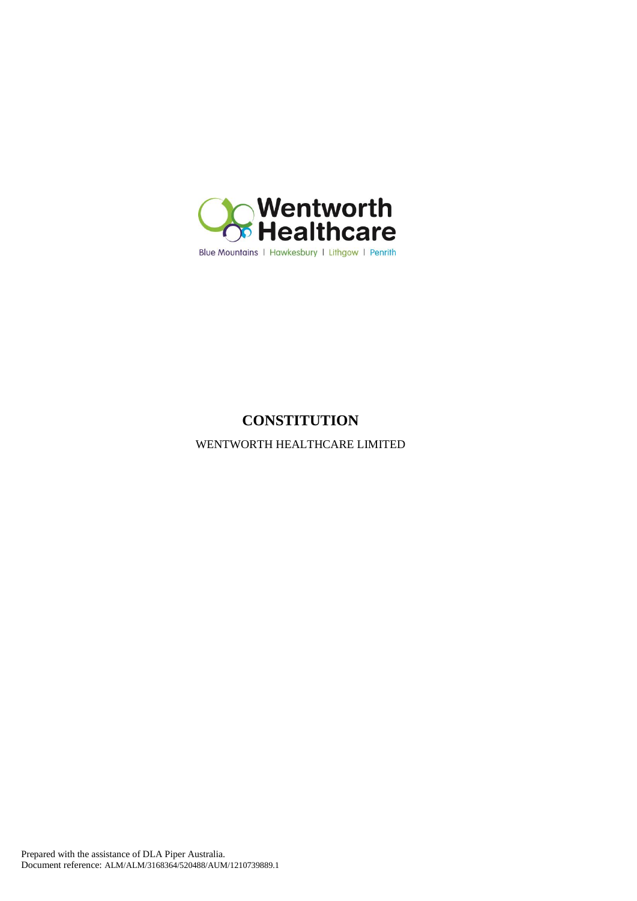Wentworth Healthcare

Blue Mountains | Hawkesbury | Lithgow | Penrith

# CONSTITUTION

WENTWORTH HEALTHCARE LIMITED

Prepared with the assistance of DLA Piper Australia.
Document reference: ALM/ALM/3168364/520488/AUM/1210739889.1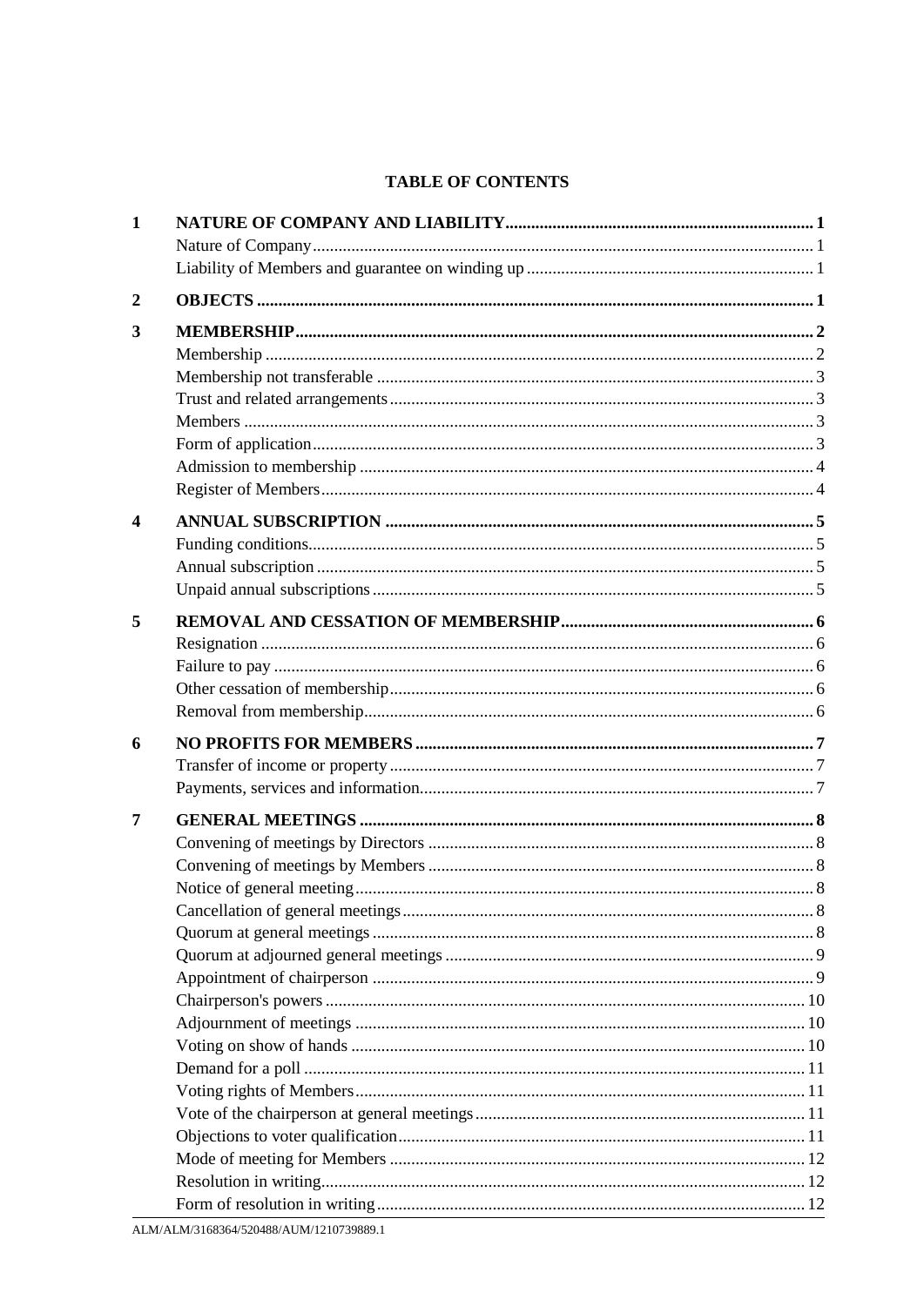# TABLE OF CONTENTS

| | | |
|---|---|---|
| **1** | **NATURE OF COMPANY AND LIABILITY** | **1** |
| | Nature of Company | 1 |
| | Liability of Members and guarantee on winding up | 1 |
| **2** | **OBJECTS** | **1** |
| **3** | **MEMBERSHIP** | **2** |
| | Membership | 2 |
| | Membership not transferable | 3 |
| | Trust and related arrangements | 3 |
| | Members | 3 |
| | Form of application | 3 |
| | Admission to membership | 4 |
| | Register of Members | 4 |
| **4** | **ANNUAL SUBSCRIPTION** | **5** |
| | Funding conditions | 5 |
| | Annual subscription | 5 |
| | Unpaid annual subscriptions | 5 |
| **5** | **REMOVAL AND CESSATION OF MEMBERSHIP** | **6** |
| | Resignation | 6 |
| | Failure to pay | 6 |
| | Other cessation of membership | 6 |
| | Removal from membership | 6 |
| **6** | **NO PROFITS FOR MEMBERS** | **7** |
| | Transfer of income or property | 7 |
| | Payments, services and information | 7 |
| **7** | **GENERAL MEETINGS** | **8** |
| | Convening of meetings by Directors | 8 |
| | Convening of meetings by Members | 8 |
| | Notice of general meeting | 8 |
| | Cancellation of general meetings | 8 |
| | Quorum at general meetings | 8 |
| | Quorum at adjourned general meetings | 9 |
| | Appointment of chairperson | 9 |
| | Chairperson's powers | 10 |
| | Adjournment of meetings | 10 |
| | Voting on show of hands | 10 |
| | Demand for a poll | 11 |
| | Voting rights of Members | 11 |
| | Vote of the chairperson at general meetings | 11 |
| | Objections to voter qualification | 11 |
| | Mode of meeting for Members | 12 |
| | Resolution in writing | 12 |
| | Form of resolution in writing | 12 |

ALM/ALM/3168364/520488/AUM/1210739889.1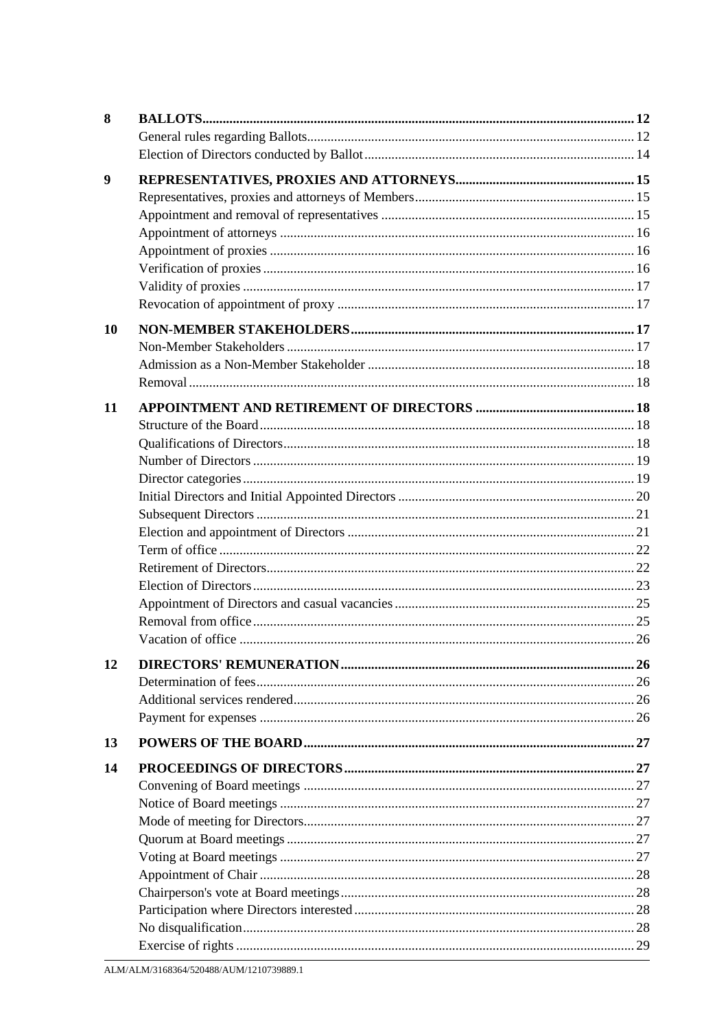| | | |
|---|---|---|
| **8** | **BALLOTS** | **12** |
| | General rules regarding Ballots | 12 |
| | Election of Directors conducted by Ballot | 14 |
| **9** | **REPRESENTATIVES, PROXIES AND ATTORNEYS** | **15** |
| | Representatives, proxies and attorneys of Members | 15 |
| | Appointment and removal of representatives | 15 |
| | Appointment of attorneys | 16 |
| | Appointment of proxies | 16 |
| | Verification of proxies | 16 |
| | Validity of proxies | 17 |
| | Revocation of appointment of proxy | 17 |
| **10** | **NON-MEMBER STAKEHOLDERS** | **17** |
| | Non-Member Stakeholders | 17 |
| | Admission as a Non-Member Stakeholder | 18 |
| | Removal | 18 |
| **11** | **APPOINTMENT AND RETIREMENT OF DIRECTORS** | **18** |
| | Structure of the Board | 18 |
| | Qualifications of Directors | 18 |
| | Number of Directors | 19 |
| | Director categories | 19 |
| | Initial Directors and Initial Appointed Directors | 20 |
| | Subsequent Directors | 21 |
| | Election and appointment of Directors | 21 |
| | Term of office | 22 |
| | Retirement of Directors | 22 |
| | Election of Directors | 23 |
| | Appointment of Directors and casual vacancies | 25 |
| | Removal from office | 25 |
| | Vacation of office | 26 |
| **12** | **DIRECTORS' REMUNERATION** | **26** |
| | Determination of fees | 26 |
| | Additional services rendered | 26 |
| | Payment for expenses | 26 |
| **13** | **POWERS OF THE BOARD** | **27** |
| **14** | **PROCEEDINGS OF DIRECTORS** | **27** |
| | Convening of Board meetings | 27 |
| | Notice of Board meetings | 27 |
| | Mode of meeting for Directors | 27 |
| | Quorum at Board meetings | 27 |
| | Voting at Board meetings | 27 |
| | Appointment of Chair | 28 |
| | Chairperson's vote at Board meetings | 28 |
| | Participation where Directors interested | 28 |
| | No disqualification | 28 |
| | Exercise of rights | 29 |

ALM/ALM/3168364/520488/AUM/1210739889.1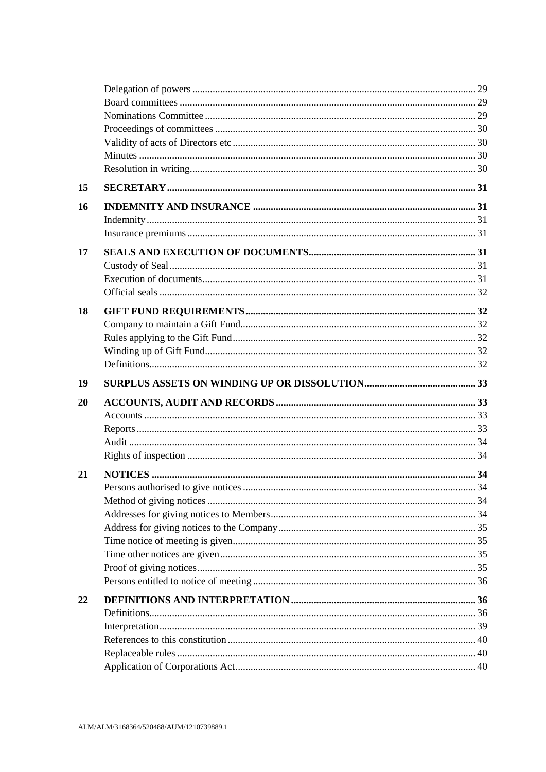| | | |
|---|---|---|
| | Delegation of powers | 29 |
| | Board committees | 29 |
| | Nominations Committee | 29 |
| | Proceedings of committees | 30 |
| | Validity of acts of Directors etc | 30 |
| | Minutes | 30 |
| | Resolution in writing | 30 |
| **15** | **SECRETARY** | **31** |
| **16** | **INDEMNITY AND INSURANCE** | **31** |
| | Indemnity | 31 |
| | Insurance premiums | 31 |
| **17** | **SEALS AND EXECUTION OF DOCUMENTS** | **31** |
| | Custody of Seal | 31 |
| | Execution of documents | 31 |
| | Official seals | 32 |
| **18** | **GIFT FUND REQUIREMENTS** | **32** |
| | Company to maintain a Gift Fund | 32 |
| | Rules applying to the Gift Fund | 32 |
| | Winding up of Gift Fund | 32 |
| | Definitions | 32 |
| **19** | **SURPLUS ASSETS ON WINDING UP OR DISSOLUTION** | **33** |
| **20** | **ACCOUNTS, AUDIT AND RECORDS** | **33** |
| | Accounts | 33 |
| | Reports | 33 |
| | Audit | 34 |
| | Rights of inspection | 34 |
| **21** | **NOTICES** | **34** |
| | Persons authorised to give notices | 34 |
| | Method of giving notices | 34 |
| | Addresses for giving notices to Members | 34 |
| | Address for giving notices to the Company | 35 |
| | Time notice of meeting is given | 35 |
| | Time other notices are given | 35 |
| | Proof of giving notices | 35 |
| | Persons entitled to notice of meeting | 36 |
| **22** | **DEFINITIONS AND INTERPRETATION** | **36** |
| | Definitions | 36 |
| | Interpretation | 39 |
| | References to this constitution | 40 |
| | Replaceable rules | 40 |
| | Application of Corporations Act | 40 |

ALM/ALM/3168364/520488/AUM/1210739889.1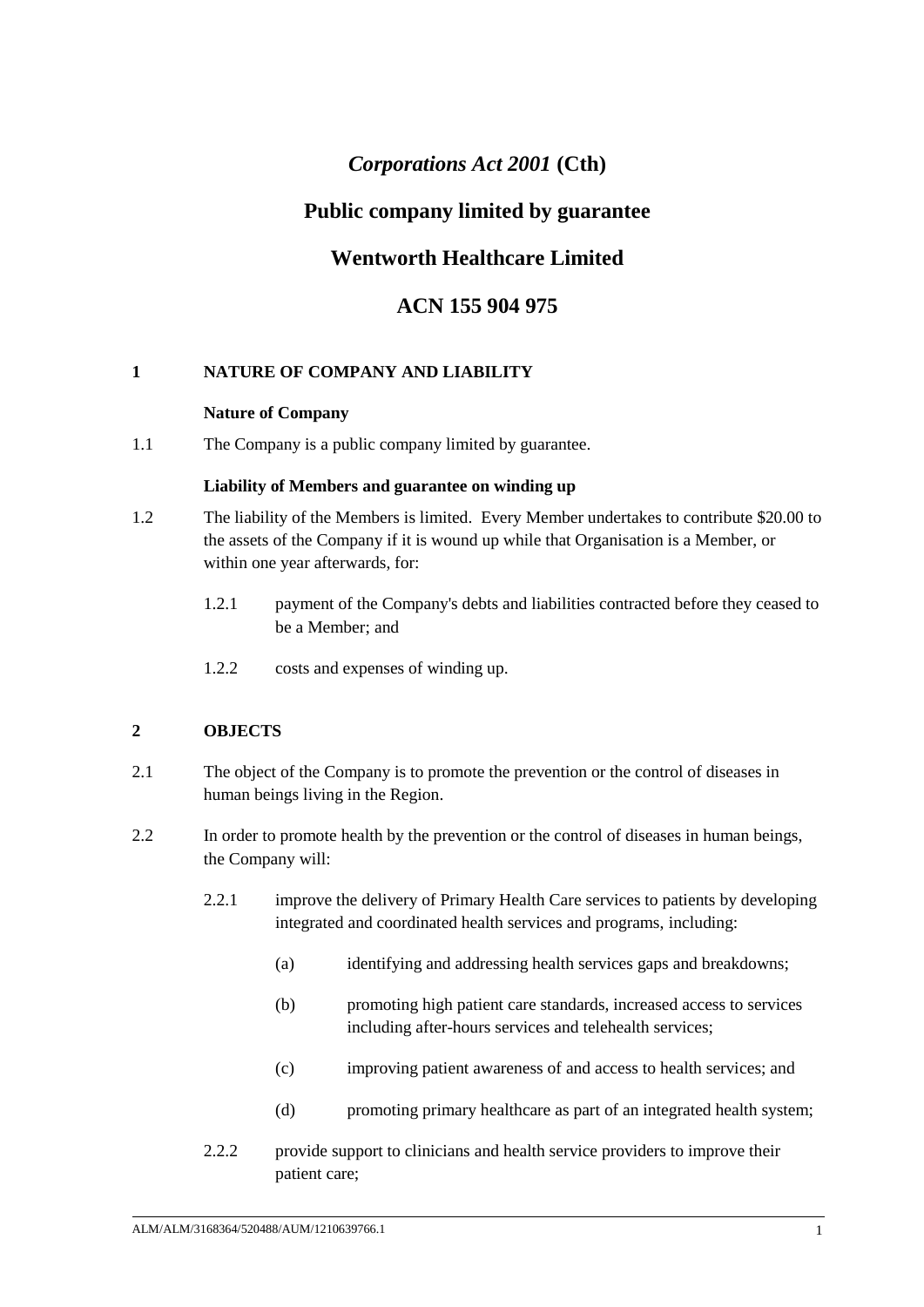# *Corporations Act 2001* (Cth)

# Public company limited by guarantee

# Wentworth Healthcare Limited

# ACN 155 904 975

## 1 NATURE OF COMPANY AND LIABILITY

**Nature of Company**

1.1 The Company is a public company limited by guarantee.

**Liability of Members and guarantee on winding up**

1.2 The liability of the Members is limited. Every Member undertakes to contribute $20.00 to the assets of the Company if it is wound up while that Organisation is a Member, or within one year afterwards, for:

- 1.2.1 payment of the Company's debts and liabilities contracted before they ceased to be a Member; and
- 1.2.2 costs and expenses of winding up.

## 2 OBJECTS

2.1 The object of the Company is to promote the prevention or the control of diseases in human beings living in the Region.

2.2 In order to promote health by the prevention or the control of diseases in human beings, the Company will:

- 2.2.1 improve the delivery of Primary Health Care services to patients by developing integrated and coordinated health services and programs, including:
  - (a) identifying and addressing health services gaps and breakdowns;
  - (b) promoting high patient care standards, increased access to services including after-hours services and telehealth services;
  - (c) improving patient awareness of and access to health services; and
  - (d) promoting primary healthcare as part of an integrated health system;
- 2.2.2 provide support to clinicians and health service providers to improve their patient care;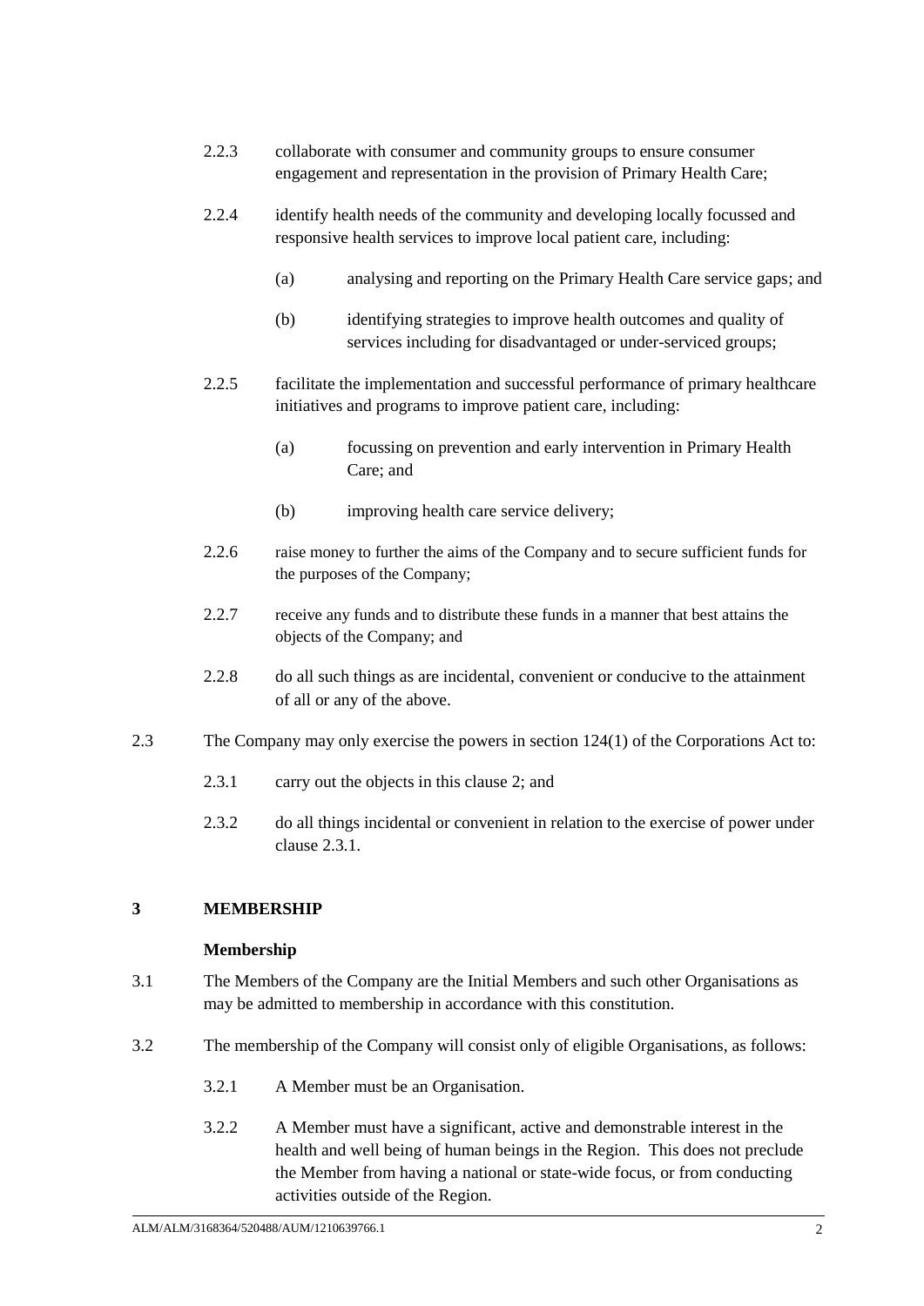2.2.3 collaborate with consumer and community groups to ensure consumer engagement and representation in the provision of Primary Health Care;

2.2.4 identify health needs of the community and developing locally focussed and responsive health services to improve local patient care, including:

(a) analysing and reporting on the Primary Health Care service gaps; and

(b) identifying strategies to improve health outcomes and quality of services including for disadvantaged or under-serviced groups;

2.2.5 facilitate the implementation and successful performance of primary healthcare initiatives and programs to improve patient care, including:

(a) focussing on prevention and early intervention in Primary Health Care; and

(b) improving health care service delivery;

2.2.6 raise money to further the aims of the Company and to secure sufficient funds for the purposes of the Company;

2.2.7 receive any funds and to distribute these funds in a manner that best attains the objects of the Company; and

2.2.8 do all such things as are incidental, convenient or conducive to the attainment of all or any of the above.

2.3 The Company may only exercise the powers in section 124(1) of the Corporations Act to:

2.3.1 carry out the objects in this clause 2; and

2.3.2 do all things incidental or convenient in relation to the exercise of power under clause 2.3.1.

## 3 MEMBERSHIP

**Membership**

3.1 The Members of the Company are the Initial Members and such other Organisations as may be admitted to membership in accordance with this constitution.

3.2 The membership of the Company will consist only of eligible Organisations, as follows:

3.2.1 A Member must be an Organisation.

3.2.2 A Member must have a significant, active and demonstrable interest in the health and well being of human beings in the Region. This does not preclude the Member from having a national or state-wide focus, or from conducting activities outside of the Region.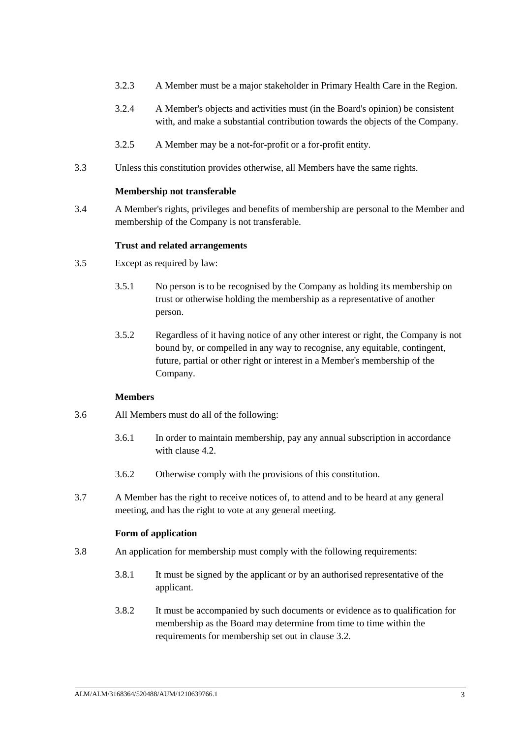3.2.3 A Member must be a major stakeholder in Primary Health Care in the Region.

3.2.4 A Member's objects and activities must (in the Board's opinion) be consistent with, and make a substantial contribution towards the objects of the Company.

3.2.5 A Member may be a not-for-profit or a for-profit entity.

3.3 Unless this constitution provides otherwise, all Members have the same rights.

**Membership not transferable**

3.4 A Member's rights, privileges and benefits of membership are personal to the Member and membership of the Company is not transferable.

**Trust and related arrangements**

3.5 Except as required by law:

3.5.1 No person is to be recognised by the Company as holding its membership on trust or otherwise holding the membership as a representative of another person.

3.5.2 Regardless of it having notice of any other interest or right, the Company is not bound by, or compelled in any way to recognise, any equitable, contingent, future, partial or other right or interest in a Member's membership of the Company.

**Members**

3.6 All Members must do all of the following:

3.6.1 In order to maintain membership, pay any annual subscription in accordance with clause 4.2.

3.6.2 Otherwise comply with the provisions of this constitution.

3.7 A Member has the right to receive notices of, to attend and to be heard at any general meeting, and has the right to vote at any general meeting.

**Form of application**

3.8 An application for membership must comply with the following requirements:

3.8.1 It must be signed by the applicant or by an authorised representative of the applicant.

3.8.2 It must be accompanied by such documents or evidence as to qualification for membership as the Board may determine from time to time within the requirements for membership set out in clause 3.2.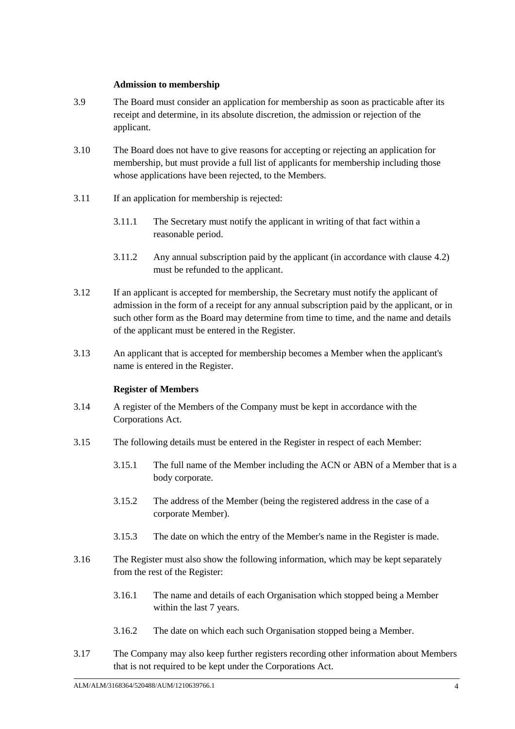**Admission to membership**

3.9 The Board must consider an application for membership as soon as practicable after its receipt and determine, in its absolute discretion, the admission or rejection of the applicant.

3.10 The Board does not have to give reasons for accepting or rejecting an application for membership, but must provide a full list of applicants for membership including those whose applications have been rejected, to the Members.

3.11 If an application for membership is rejected:

3.11.1 The Secretary must notify the applicant in writing of that fact within a reasonable period.

3.11.2 Any annual subscription paid by the applicant (in accordance with clause 4.2) must be refunded to the applicant.

3.12 If an applicant is accepted for membership, the Secretary must notify the applicant of admission in the form of a receipt for any annual subscription paid by the applicant, or in such other form as the Board may determine from time to time, and the name and details of the applicant must be entered in the Register.

3.13 An applicant that is accepted for membership becomes a Member when the applicant's name is entered in the Register.

**Register of Members**

3.14 A register of the Members of the Company must be kept in accordance with the Corporations Act.

3.15 The following details must be entered in the Register in respect of each Member:

3.15.1 The full name of the Member including the ACN or ABN of a Member that is a body corporate.

3.15.2 The address of the Member (being the registered address in the case of a corporate Member).

3.15.3 The date on which the entry of the Member's name in the Register is made.

3.16 The Register must also show the following information, which may be kept separately from the rest of the Register:

3.16.1 The name and details of each Organisation which stopped being a Member within the last 7 years.

3.16.2 The date on which each such Organisation stopped being a Member.

3.17 The Company may also keep further registers recording other information about Members that is not required to be kept under the Corporations Act.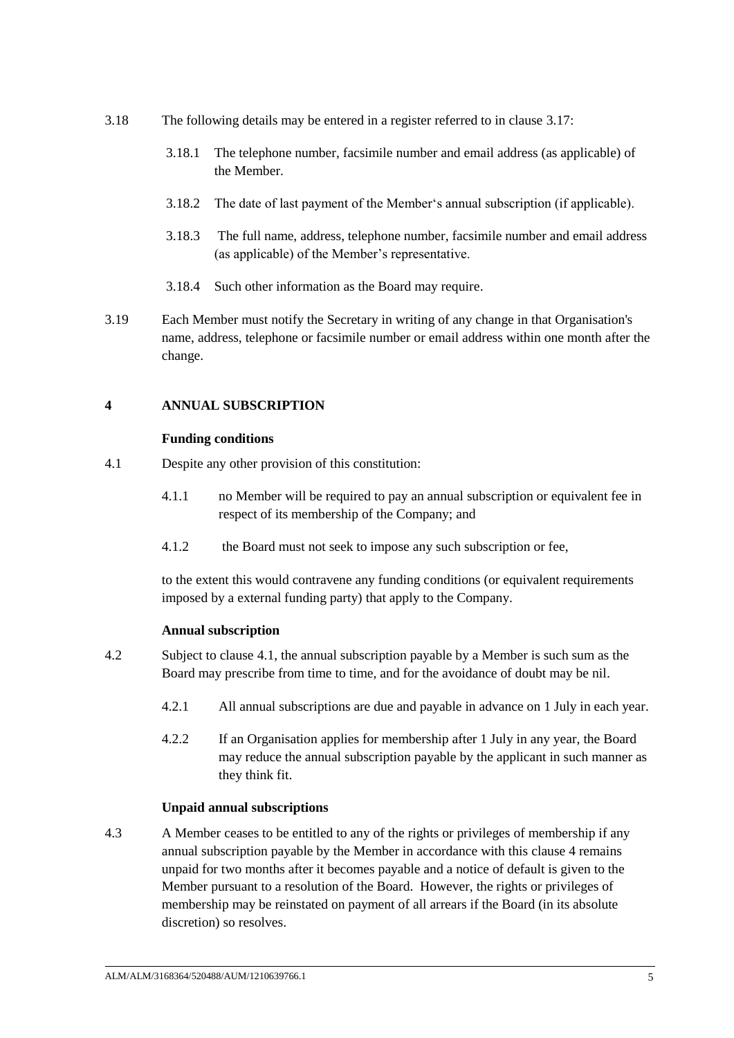3.18 The following details may be entered in a register referred to in clause 3.17:

3.18.1 The telephone number, facsimile number and email address (as applicable) of the Member.

3.18.2 The date of last payment of the Member's annual subscription (if applicable).

3.18.3 The full name, address, telephone number, facsimile number and email address (as applicable) of the Member's representative.

3.18.4 Such other information as the Board may require.

3.19 Each Member must notify the Secretary in writing of any change in that Organisation's name, address, telephone or facsimile number or email address within one month after the change.

## 4 ANNUAL SUBSCRIPTION

**Funding conditions**

4.1 Despite any other provision of this constitution:

4.1.1 no Member will be required to pay an annual subscription or equivalent fee in respect of its membership of the Company; and

4.1.2 the Board must not seek to impose any such subscription or fee,

to the extent this would contravene any funding conditions (or equivalent requirements imposed by a external funding party) that apply to the Company.

**Annual subscription**

4.2 Subject to clause 4.1, the annual subscription payable by a Member is such sum as the Board may prescribe from time to time, and for the avoidance of doubt may be nil.

4.2.1 All annual subscriptions are due and payable in advance on 1 July in each year.

4.2.2 If an Organisation applies for membership after 1 July in any year, the Board may reduce the annual subscription payable by the applicant in such manner as they think fit.

**Unpaid annual subscriptions**

4.3 A Member ceases to be entitled to any of the rights or privileges of membership if any annual subscription payable by the Member in accordance with this clause 4 remains unpaid for two months after it becomes payable and a notice of default is given to the Member pursuant to a resolution of the Board. However, the rights or privileges of membership may be reinstated on payment of all arrears if the Board (in its absolute discretion) so resolves.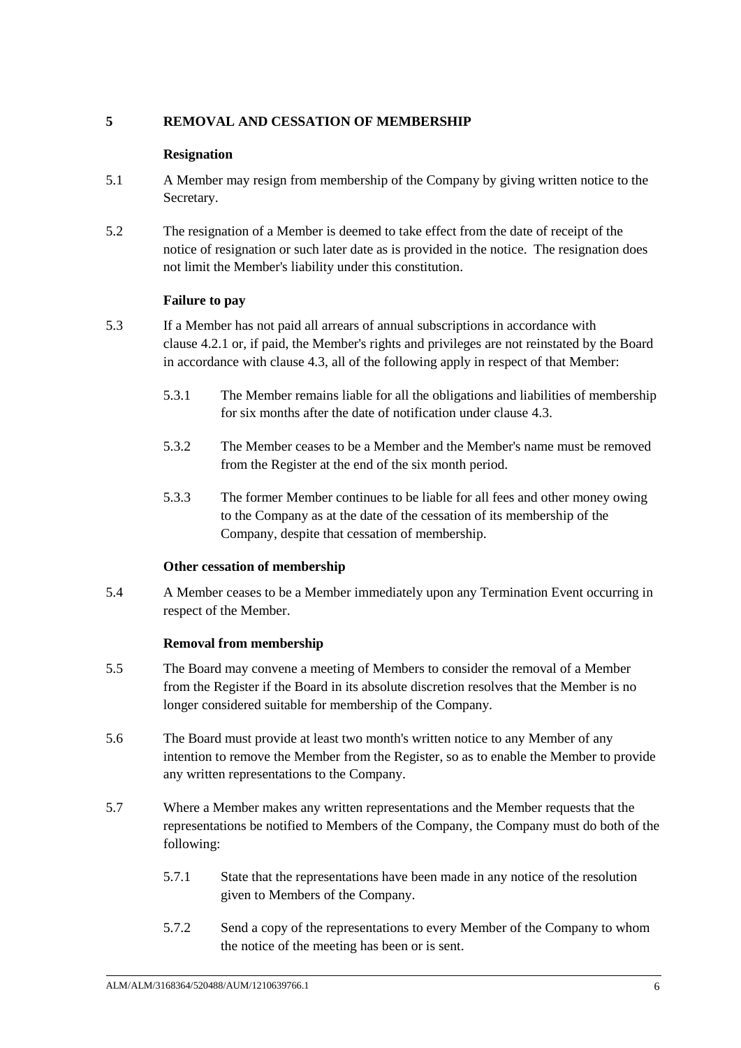## 5 REMOVAL AND CESSATION OF MEMBERSHIP

### Resignation

5.1 A Member may resign from membership of the Company by giving written notice to the Secretary.

5.2 The resignation of a Member is deemed to take effect from the date of receipt of the notice of resignation or such later date as is provided in the notice. The resignation does not limit the Member's liability under this constitution.

### Failure to pay

5.3 If a Member has not paid all arrears of annual subscriptions in accordance with clause 4.2.1 or, if paid, the Member's rights and privileges are not reinstated by the Board in accordance with clause 4.3, all of the following apply in respect of that Member:

5.3.1 The Member remains liable for all the obligations and liabilities of membership for six months after the date of notification under clause 4.3.

5.3.2 The Member ceases to be a Member and the Member's name must be removed from the Register at the end of the six month period.

5.3.3 The former Member continues to be liable for all fees and other money owing to the Company as at the date of the cessation of its membership of the Company, despite that cessation of membership.

### Other cessation of membership

5.4 A Member ceases to be a Member immediately upon any Termination Event occurring in respect of the Member.

### Removal from membership

5.5 The Board may convene a meeting of Members to consider the removal of a Member from the Register if the Board in its absolute discretion resolves that the Member is no longer considered suitable for membership of the Company.

5.6 The Board must provide at least two month's written notice to any Member of any intention to remove the Member from the Register, so as to enable the Member to provide any written representations to the Company.

5.7 Where a Member makes any written representations and the Member requests that the representations be notified to Members of the Company, the Company must do both of the following:

5.7.1 State that the representations have been made in any notice of the resolution given to Members of the Company.

5.7.2 Send a copy of the representations to every Member of the Company to whom the notice of the meeting has been or is sent.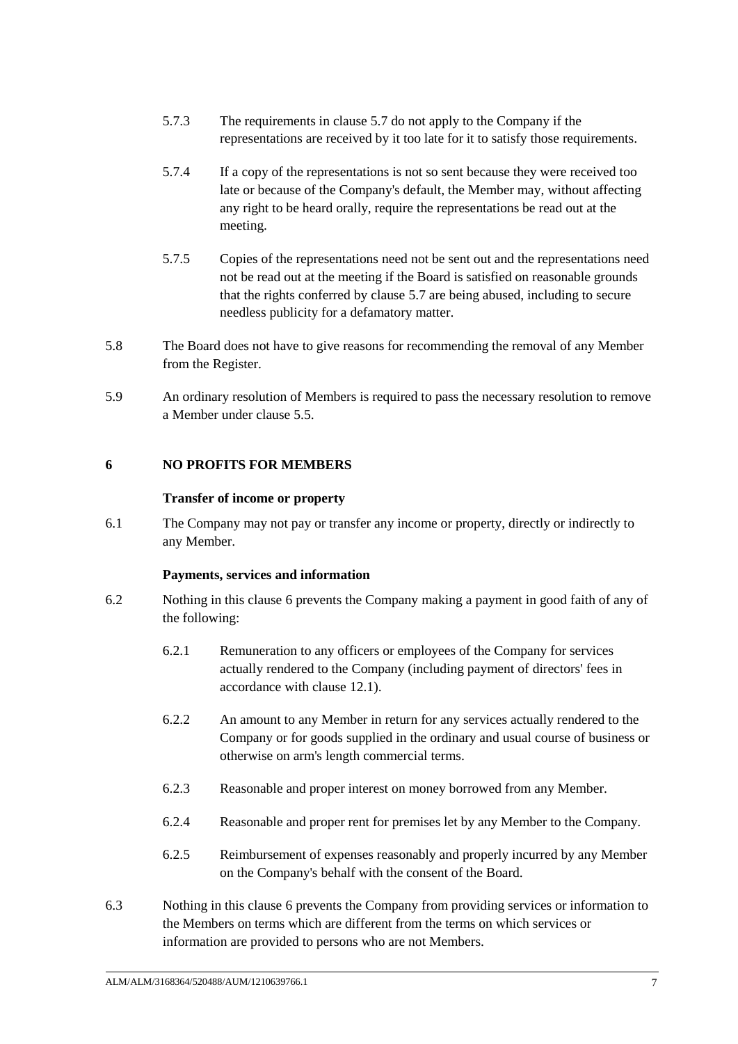5.7.3 The requirements in clause 5.7 do not apply to the Company if the representations are received by it too late for it to satisfy those requirements.

5.7.4 If a copy of the representations is not so sent because they were received too late or because of the Company's default, the Member may, without affecting any right to be heard orally, require the representations be read out at the meeting.

5.7.5 Copies of the representations need not be sent out and the representations need not be read out at the meeting if the Board is satisfied on reasonable grounds that the rights conferred by clause 5.7 are being abused, including to secure needless publicity for a defamatory matter.

5.8 The Board does not have to give reasons for recommending the removal of any Member from the Register.

5.9 An ordinary resolution of Members is required to pass the necessary resolution to remove a Member under clause 5.5.

## 6 NO PROFITS FOR MEMBERS

**Transfer of income or property**

6.1 The Company may not pay or transfer any income or property, directly or indirectly to any Member.

**Payments, services and information**

6.2 Nothing in this clause 6 prevents the Company making a payment in good faith of any of the following:

6.2.1 Remuneration to any officers or employees of the Company for services actually rendered to the Company (including payment of directors' fees in accordance with clause 12.1).

6.2.2 An amount to any Member in return for any services actually rendered to the Company or for goods supplied in the ordinary and usual course of business or otherwise on arm's length commercial terms.

6.2.3 Reasonable and proper interest on money borrowed from any Member.

6.2.4 Reasonable and proper rent for premises let by any Member to the Company.

6.2.5 Reimbursement of expenses reasonably and properly incurred by any Member on the Company's behalf with the consent of the Board.

6.3 Nothing in this clause 6 prevents the Company from providing services or information to the Members on terms which are different from the terms on which services or information are provided to persons who are not Members.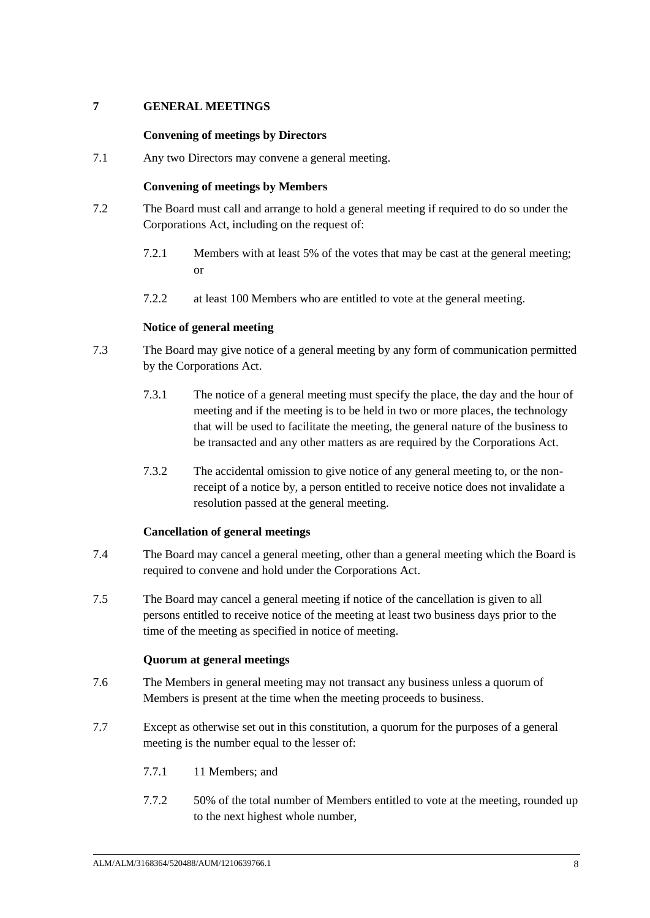## 7 GENERAL MEETINGS

### Convening of meetings by Directors

7.1 Any two Directors may convene a general meeting.

### Convening of meetings by Members

7.2 The Board must call and arrange to hold a general meeting if required to do so under the Corporations Act, including on the request of:

7.2.1 Members with at least 5% of the votes that may be cast at the general meeting; or

7.2.2 at least 100 Members who are entitled to vote at the general meeting.

### Notice of general meeting

7.3 The Board may give notice of a general meeting by any form of communication permitted by the Corporations Act.

7.3.1 The notice of a general meeting must specify the place, the day and the hour of meeting and if the meeting is to be held in two or more places, the technology that will be used to facilitate the meeting, the general nature of the business to be transacted and any other matters as are required by the Corporations Act.

7.3.2 The accidental omission to give notice of any general meeting to, or the non-receipt of a notice by, a person entitled to receive notice does not invalidate a resolution passed at the general meeting.

### Cancellation of general meetings

7.4 The Board may cancel a general meeting, other than a general meeting which the Board is required to convene and hold under the Corporations Act.

7.5 The Board may cancel a general meeting if notice of the cancellation is given to all persons entitled to receive notice of the meeting at least two business days prior to the time of the meeting as specified in notice of meeting.

### Quorum at general meetings

7.6 The Members in general meeting may not transact any business unless a quorum of Members is present at the time when the meeting proceeds to business.

7.7 Except as otherwise set out in this constitution, a quorum for the purposes of a general meeting is the number equal to the lesser of:

7.7.1 11 Members; and

7.7.2 50% of the total number of Members entitled to vote at the meeting, rounded up to the next highest whole number,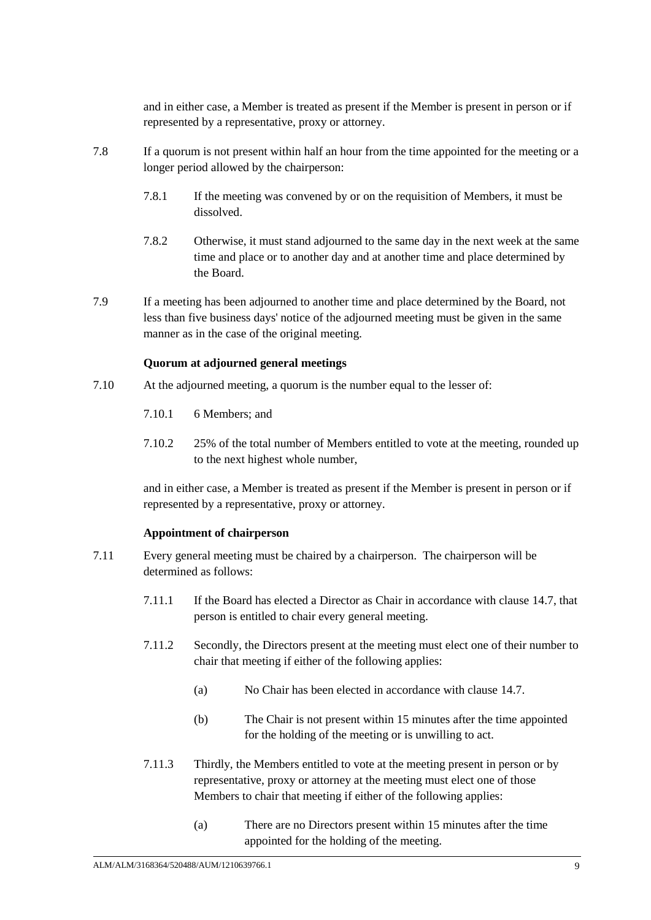and in either case, a Member is treated as present if the Member is present in person or if represented by a representative, proxy or attorney.

7.8 If a quorum is not present within half an hour from the time appointed for the meeting or a longer period allowed by the chairperson:

7.8.1 If the meeting was convened by or on the requisition of Members, it must be dissolved.

7.8.2 Otherwise, it must stand adjourned to the same day in the next week at the same time and place or to another day and at another time and place determined by the Board.

7.9 If a meeting has been adjourned to another time and place determined by the Board, not less than five business days' notice of the adjourned meeting must be given in the same manner as in the case of the original meeting.

**Quorum at adjourned general meetings**

7.10 At the adjourned meeting, a quorum is the number equal to the lesser of:

7.10.1 6 Members; and

7.10.2 25% of the total number of Members entitled to vote at the meeting, rounded up to the next highest whole number,

and in either case, a Member is treated as present if the Member is present in person or if represented by a representative, proxy or attorney.

**Appointment of chairperson**

7.11 Every general meeting must be chaired by a chairperson. The chairperson will be determined as follows:

7.11.1 If the Board has elected a Director as Chair in accordance with clause 14.7, that person is entitled to chair every general meeting.

7.11.2 Secondly, the Directors present at the meeting must elect one of their number to chair that meeting if either of the following applies:

(a) No Chair has been elected in accordance with clause 14.7.

(b) The Chair is not present within 15 minutes after the time appointed for the holding of the meeting or is unwilling to act.

7.11.3 Thirdly, the Members entitled to vote at the meeting present in person or by representative, proxy or attorney at the meeting must elect one of those Members to chair that meeting if either of the following applies:

(a) There are no Directors present within 15 minutes after the time appointed for the holding of the meeting.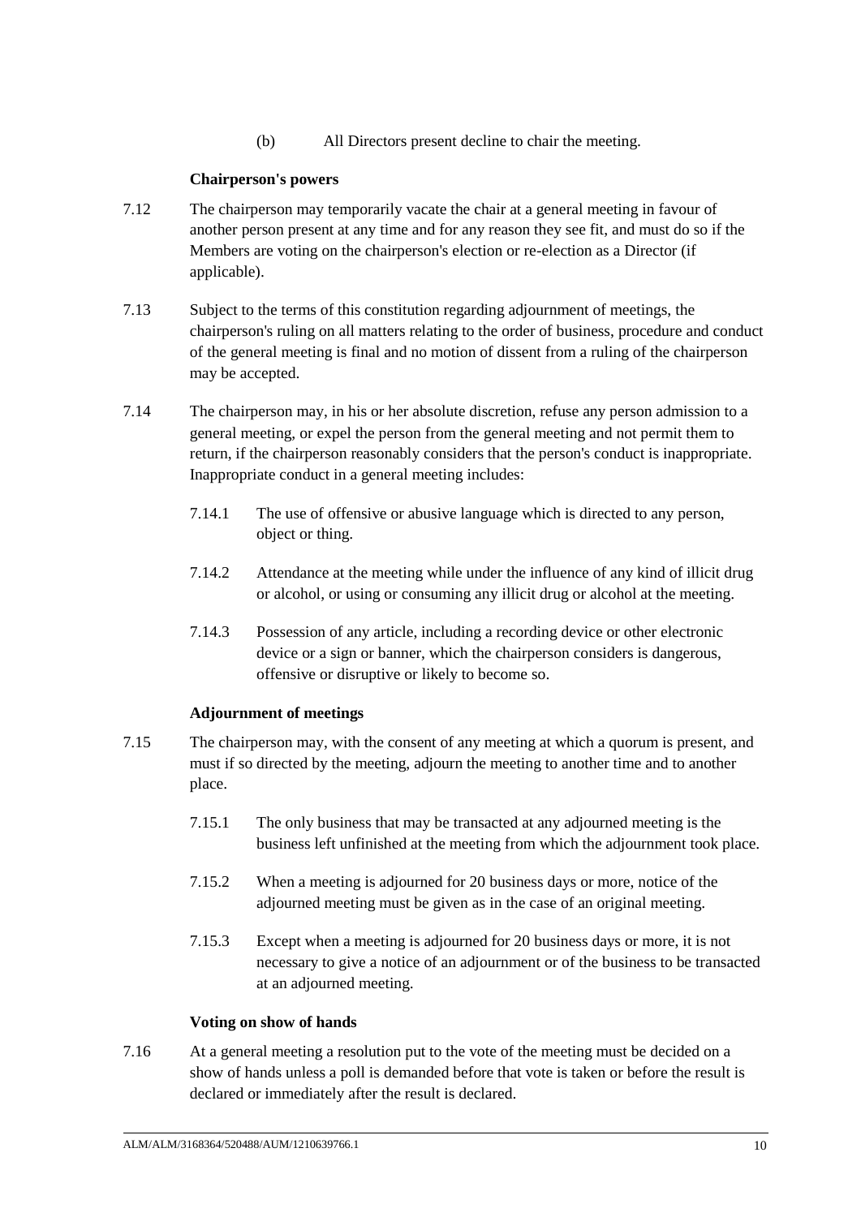(b) All Directors present decline to chair the meeting.

**Chairperson's powers**

7.12 The chairperson may temporarily vacate the chair at a general meeting in favour of another person present at any time and for any reason they see fit, and must do so if the Members are voting on the chairperson's election or re-election as a Director (if applicable).

7.13 Subject to the terms of this constitution regarding adjournment of meetings, the chairperson's ruling on all matters relating to the order of business, procedure and conduct of the general meeting is final and no motion of dissent from a ruling of the chairperson may be accepted.

7.14 The chairperson may, in his or her absolute discretion, refuse any person admission to a general meeting, or expel the person from the general meeting and not permit them to return, if the chairperson reasonably considers that the person's conduct is inappropriate. Inappropriate conduct in a general meeting includes:

7.14.1 The use of offensive or abusive language which is directed to any person, object or thing.

7.14.2 Attendance at the meeting while under the influence of any kind of illicit drug or alcohol, or using or consuming any illicit drug or alcohol at the meeting.

7.14.3 Possession of any article, including a recording device or other electronic device or a sign or banner, which the chairperson considers is dangerous, offensive or disruptive or likely to become so.

**Adjournment of meetings**

7.15 The chairperson may, with the consent of any meeting at which a quorum is present, and must if so directed by the meeting, adjourn the meeting to another time and to another place.

7.15.1 The only business that may be transacted at any adjourned meeting is the business left unfinished at the meeting from which the adjournment took place.

7.15.2 When a meeting is adjourned for 20 business days or more, notice of the adjourned meeting must be given as in the case of an original meeting.

7.15.3 Except when a meeting is adjourned for 20 business days or more, it is not necessary to give a notice of an adjournment or of the business to be transacted at an adjourned meeting.

**Voting on show of hands**

7.16 At a general meeting a resolution put to the vote of the meeting must be decided on a show of hands unless a poll is demanded before that vote is taken or before the result is declared or immediately after the result is declared.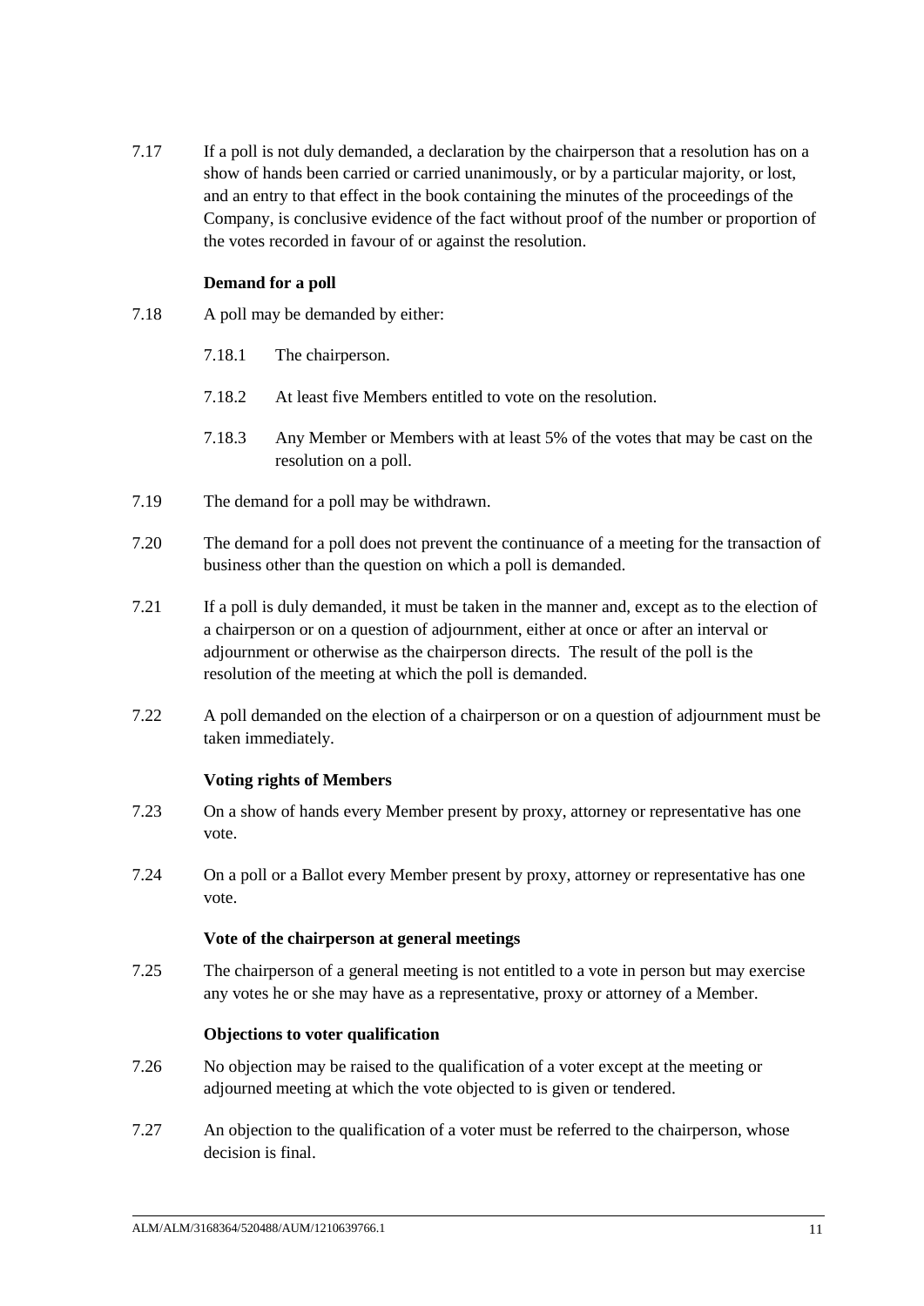7.17 If a poll is not duly demanded, a declaration by the chairperson that a resolution has on a show of hands been carried or carried unanimously, or by a particular majority, or lost, and an entry to that effect in the book containing the minutes of the proceedings of the Company, is conclusive evidence of the fact without proof of the number or proportion of the votes recorded in favour of or against the resolution.

**Demand for a poll**

7.18 A poll may be demanded by either:

7.18.1 The chairperson.

7.18.2 At least five Members entitled to vote on the resolution.

7.18.3 Any Member or Members with at least 5% of the votes that may be cast on the resolution on a poll.

7.19 The demand for a poll may be withdrawn.

7.20 The demand for a poll does not prevent the continuance of a meeting for the transaction of business other than the question on which a poll is demanded.

7.21 If a poll is duly demanded, it must be taken in the manner and, except as to the election of a chairperson or on a question of adjournment, either at once or after an interval or adjournment or otherwise as the chairperson directs. The result of the poll is the resolution of the meeting at which the poll is demanded.

7.22 A poll demanded on the election of a chairperson or on a question of adjournment must be taken immediately.

**Voting rights of Members**

7.23 On a show of hands every Member present by proxy, attorney or representative has one vote.

7.24 On a poll or a Ballot every Member present by proxy, attorney or representative has one vote.

**Vote of the chairperson at general meetings**

7.25 The chairperson of a general meeting is not entitled to a vote in person but may exercise any votes he or she may have as a representative, proxy or attorney of a Member.

**Objections to voter qualification**

7.26 No objection may be raised to the qualification of a voter except at the meeting or adjourned meeting at which the vote objected to is given or tendered.

7.27 An objection to the qualification of a voter must be referred to the chairperson, whose decision is final.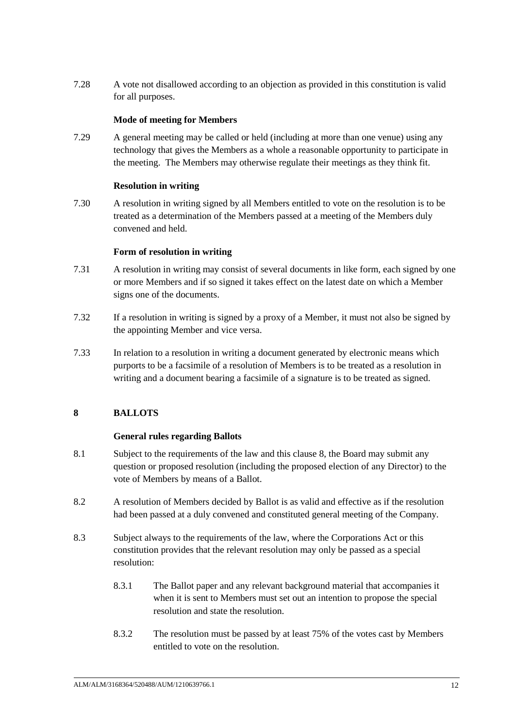7.28 A vote not disallowed according to an objection as provided in this constitution is valid for all purposes.

**Mode of meeting for Members**

7.29 A general meeting may be called or held (including at more than one venue) using any technology that gives the Members as a whole a reasonable opportunity to participate in the meeting. The Members may otherwise regulate their meetings as they think fit.

**Resolution in writing**

7.30 A resolution in writing signed by all Members entitled to vote on the resolution is to be treated as a determination of the Members passed at a meeting of the Members duly convened and held.

**Form of resolution in writing**

7.31 A resolution in writing may consist of several documents in like form, each signed by one or more Members and if so signed it takes effect on the latest date on which a Member signs one of the documents.

7.32 If a resolution in writing is signed by a proxy of a Member, it must not also be signed by the appointing Member and vice versa.

7.33 In relation to a resolution in writing a document generated by electronic means which purports to be a facsimile of a resolution of Members is to be treated as a resolution in writing and a document bearing a facsimile of a signature is to be treated as signed.

## 8 BALLOTS

**General rules regarding Ballots**

8.1 Subject to the requirements of the law and this clause 8, the Board may submit any question or proposed resolution (including the proposed election of any Director) to the vote of Members by means of a Ballot.

8.2 A resolution of Members decided by Ballot is as valid and effective as if the resolution had been passed at a duly convened and constituted general meeting of the Company.

8.3 Subject always to the requirements of the law, where the Corporations Act or this constitution provides that the relevant resolution may only be passed as a special resolution:

8.3.1 The Ballot paper and any relevant background material that accompanies it when it is sent to Members must set out an intention to propose the special resolution and state the resolution.

8.3.2 The resolution must be passed by at least 75% of the votes cast by Members entitled to vote on the resolution.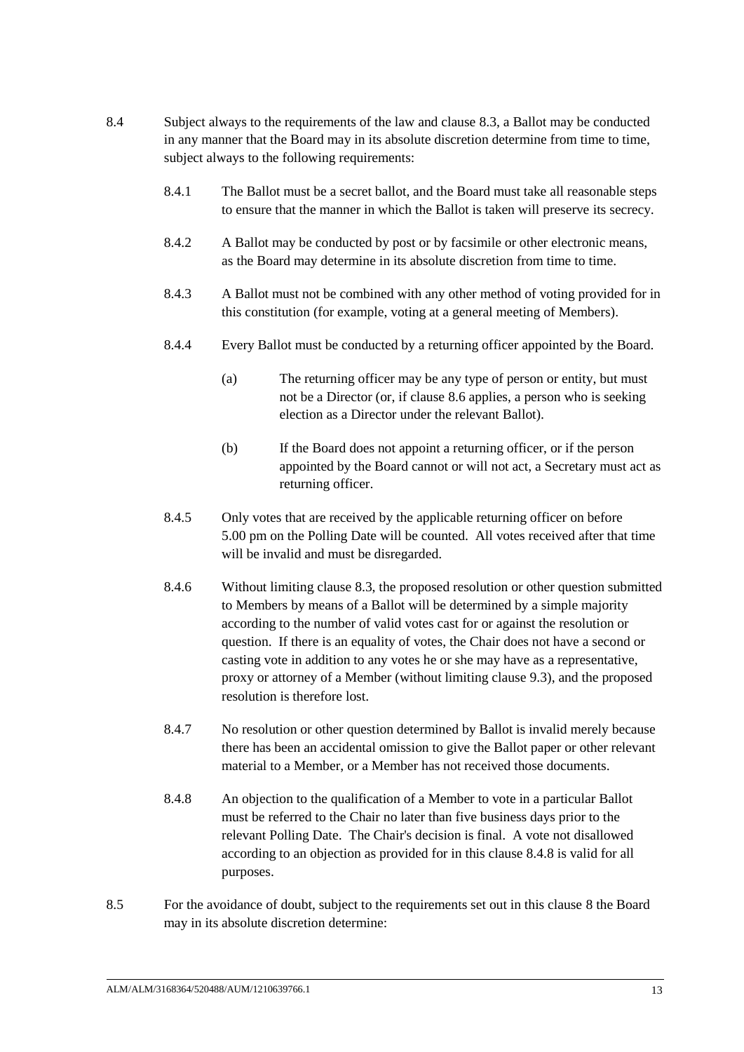8.4 Subject always to the requirements of the law and clause 8.3, a Ballot may be conducted in any manner that the Board may in its absolute discretion determine from time to time, subject always to the following requirements:

8.4.1 The Ballot must be a secret ballot, and the Board must take all reasonable steps to ensure that the manner in which the Ballot is taken will preserve its secrecy.

8.4.2 A Ballot may be conducted by post or by facsimile or other electronic means, as the Board may determine in its absolute discretion from time to time.

8.4.3 A Ballot must not be combined with any other method of voting provided for in this constitution (for example, voting at a general meeting of Members).

8.4.4 Every Ballot must be conducted by a returning officer appointed by the Board.

(a) The returning officer may be any type of person or entity, but must not be a Director (or, if clause 8.6 applies, a person who is seeking election as a Director under the relevant Ballot).

(b) If the Board does not appoint a returning officer, or if the person appointed by the Board cannot or will not act, a Secretary must act as returning officer.

8.4.5 Only votes that are received by the applicable returning officer on before 5.00 pm on the Polling Date will be counted. All votes received after that time will be invalid and must be disregarded.

8.4.6 Without limiting clause 8.3, the proposed resolution or other question submitted to Members by means of a Ballot will be determined by a simple majority according to the number of valid votes cast for or against the resolution or question. If there is an equality of votes, the Chair does not have a second or casting vote in addition to any votes he or she may have as a representative, proxy or attorney of a Member (without limiting clause 9.3), and the proposed resolution is therefore lost.

8.4.7 No resolution or other question determined by Ballot is invalid merely because there has been an accidental omission to give the Ballot paper or other relevant material to a Member, or a Member has not received those documents.

8.4.8 An objection to the qualification of a Member to vote in a particular Ballot must be referred to the Chair no later than five business days prior to the relevant Polling Date. The Chair's decision is final. A vote not disallowed according to an objection as provided for in this clause 8.4.8 is valid for all purposes.

8.5 For the avoidance of doubt, subject to the requirements set out in this clause 8 the Board may in its absolute discretion determine: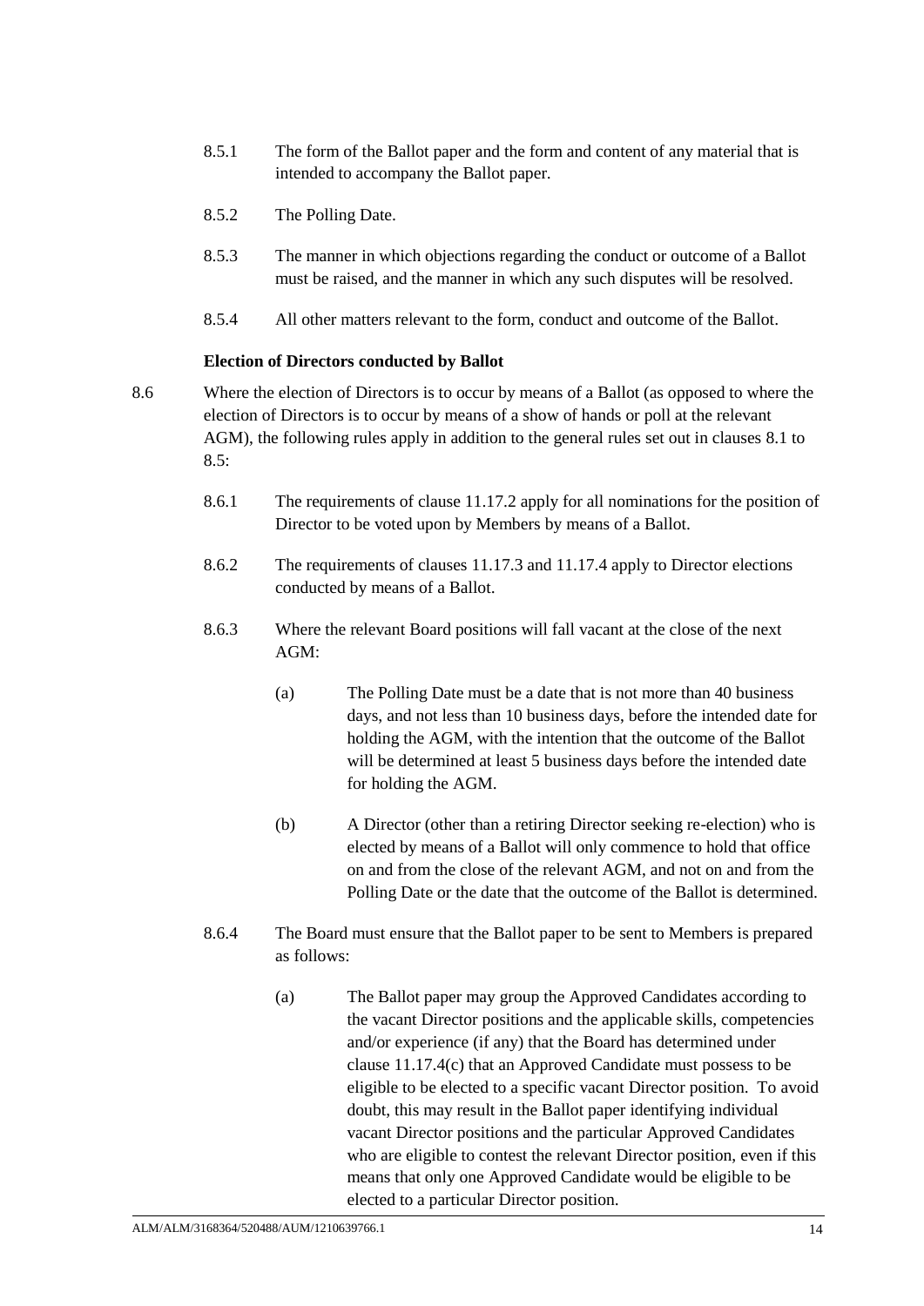8.5.1 The form of the Ballot paper and the form and content of any material that is intended to accompany the Ballot paper.

8.5.2 The Polling Date.

8.5.3 The manner in which objections regarding the conduct or outcome of a Ballot must be raised, and the manner in which any such disputes will be resolved.

8.5.4 All other matters relevant to the form, conduct and outcome of the Ballot.

**Election of Directors conducted by Ballot**

8.6 Where the election of Directors is to occur by means of a Ballot (as opposed to where the election of Directors is to occur by means of a show of hands or poll at the relevant AGM), the following rules apply in addition to the general rules set out in clauses 8.1 to 8.5:

8.6.1 The requirements of clause 11.17.2 apply for all nominations for the position of Director to be voted upon by Members by means of a Ballot.

8.6.2 The requirements of clauses 11.17.3 and 11.17.4 apply to Director elections conducted by means of a Ballot.

8.6.3 Where the relevant Board positions will fall vacant at the close of the next AGM:

(a) The Polling Date must be a date that is not more than 40 business days, and not less than 10 business days, before the intended date for holding the AGM, with the intention that the outcome of the Ballot will be determined at least 5 business days before the intended date for holding the AGM.

(b) A Director (other than a retiring Director seeking re-election) who is elected by means of a Ballot will only commence to hold that office on and from the close of the relevant AGM, and not on and from the Polling Date or the date that the outcome of the Ballot is determined.

8.6.4 The Board must ensure that the Ballot paper to be sent to Members is prepared as follows:

(a) The Ballot paper may group the Approved Candidates according to the vacant Director positions and the applicable skills, competencies and/or experience (if any) that the Board has determined under clause 11.17.4(c) that an Approved Candidate must possess to be eligible to be elected to a specific vacant Director position. To avoid doubt, this may result in the Ballot paper identifying individual vacant Director positions and the particular Approved Candidates who are eligible to contest the relevant Director position, even if this means that only one Approved Candidate would be eligible to be elected to a particular Director position.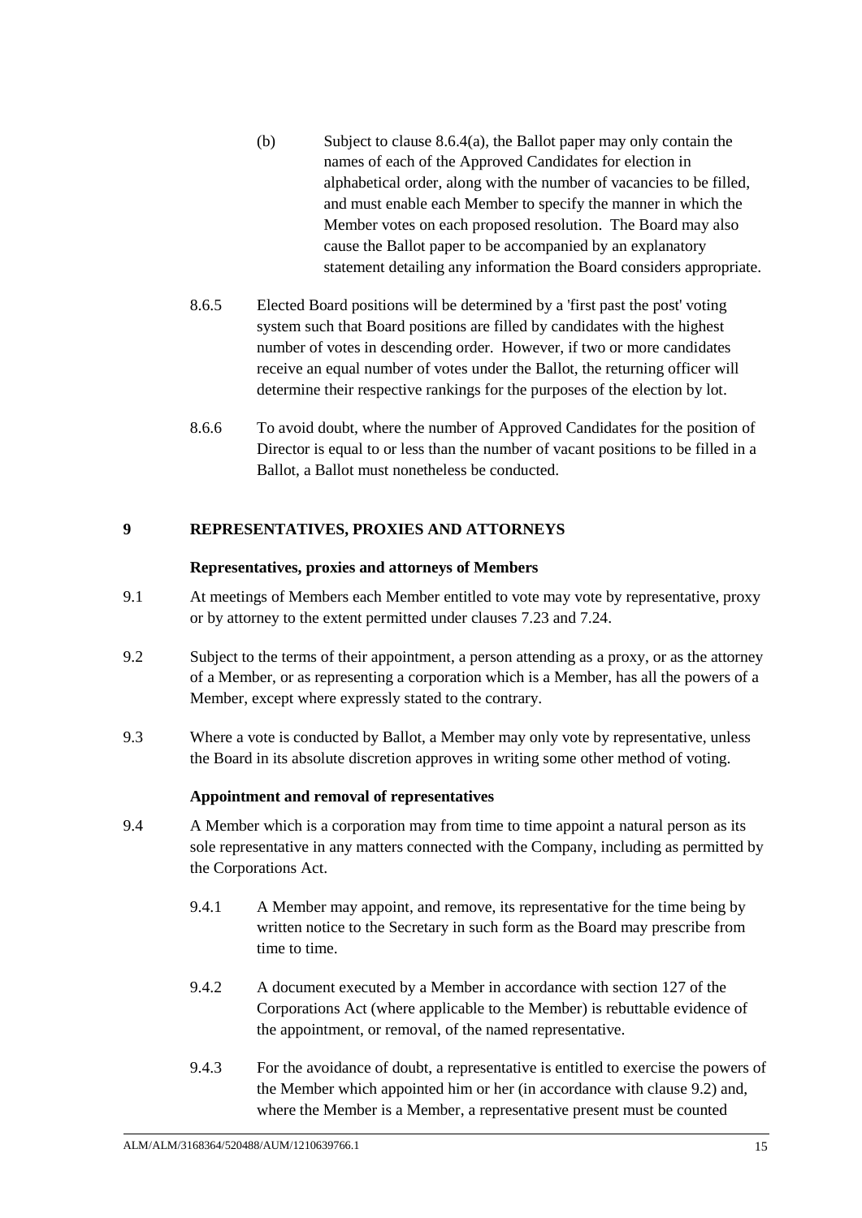(b) Subject to clause 8.6.4(a), the Ballot paper may only contain the names of each of the Approved Candidates for election in alphabetical order, along with the number of vacancies to be filled, and must enable each Member to specify the manner in which the Member votes on each proposed resolution. The Board may also cause the Ballot paper to be accompanied by an explanatory statement detailing any information the Board considers appropriate.

8.6.5 Elected Board positions will be determined by a 'first past the post' voting system such that Board positions are filled by candidates with the highest number of votes in descending order. However, if two or more candidates receive an equal number of votes under the Ballot, the returning officer will determine their respective rankings for the purposes of the election by lot.

8.6.6 To avoid doubt, where the number of Approved Candidates for the position of Director is equal to or less than the number of vacant positions to be filled in a Ballot, a Ballot must nonetheless be conducted.

## 9 REPRESENTATIVES, PROXIES AND ATTORNEYS

**Representatives, proxies and attorneys of Members**

9.1 At meetings of Members each Member entitled to vote may vote by representative, proxy or by attorney to the extent permitted under clauses 7.23 and 7.24.

9.2 Subject to the terms of their appointment, a person attending as a proxy, or as the attorney of a Member, or as representing a corporation which is a Member, has all the powers of a Member, except where expressly stated to the contrary.

9.3 Where a vote is conducted by Ballot, a Member may only vote by representative, unless the Board in its absolute discretion approves in writing some other method of voting.

**Appointment and removal of representatives**

9.4 A Member which is a corporation may from time to time appoint a natural person as its sole representative in any matters connected with the Company, including as permitted by the Corporations Act.

9.4.1 A Member may appoint, and remove, its representative for the time being by written notice to the Secretary in such form as the Board may prescribe from time to time.

9.4.2 A document executed by a Member in accordance with section 127 of the Corporations Act (where applicable to the Member) is rebuttable evidence of the appointment, or removal, of the named representative.

9.4.3 For the avoidance of doubt, a representative is entitled to exercise the powers of the Member which appointed him or her (in accordance with clause 9.2) and, where the Member is a Member, a representative present must be counted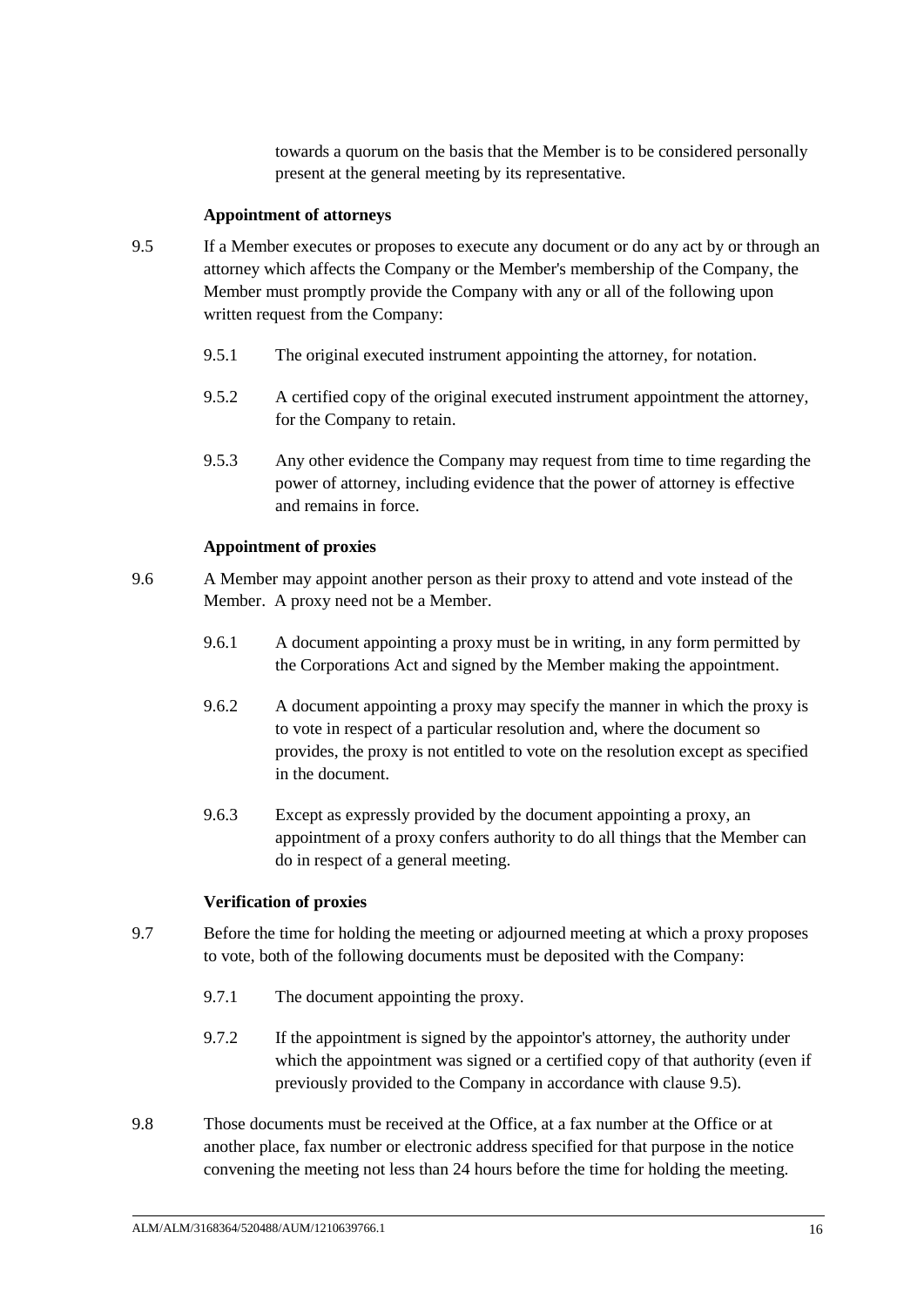towards a quorum on the basis that the Member is to be considered personally present at the general meeting by its representative.

**Appointment of attorneys**

9.5 If a Member executes or proposes to execute any document or do any act by or through an attorney which affects the Company or the Member's membership of the Company, the Member must promptly provide the Company with any or all of the following upon written request from the Company:

9.5.1 The original executed instrument appointing the attorney, for notation.

9.5.2 A certified copy of the original executed instrument appointment the attorney, for the Company to retain.

9.5.3 Any other evidence the Company may request from time to time regarding the power of attorney, including evidence that the power of attorney is effective and remains in force.

**Appointment of proxies**

9.6 A Member may appoint another person as their proxy to attend and vote instead of the Member. A proxy need not be a Member.

9.6.1 A document appointing a proxy must be in writing, in any form permitted by the Corporations Act and signed by the Member making the appointment.

9.6.2 A document appointing a proxy may specify the manner in which the proxy is to vote in respect of a particular resolution and, where the document so provides, the proxy is not entitled to vote on the resolution except as specified in the document.

9.6.3 Except as expressly provided by the document appointing a proxy, an appointment of a proxy confers authority to do all things that the Member can do in respect of a general meeting.

**Verification of proxies**

9.7 Before the time for holding the meeting or adjourned meeting at which a proxy proposes to vote, both of the following documents must be deposited with the Company:

9.7.1 The document appointing the proxy.

9.7.2 If the appointment is signed by the appointor's attorney, the authority under which the appointment was signed or a certified copy of that authority (even if previously provided to the Company in accordance with clause 9.5).

9.8 Those documents must be received at the Office, at a fax number at the Office or at another place, fax number or electronic address specified for that purpose in the notice convening the meeting not less than 24 hours before the time for holding the meeting.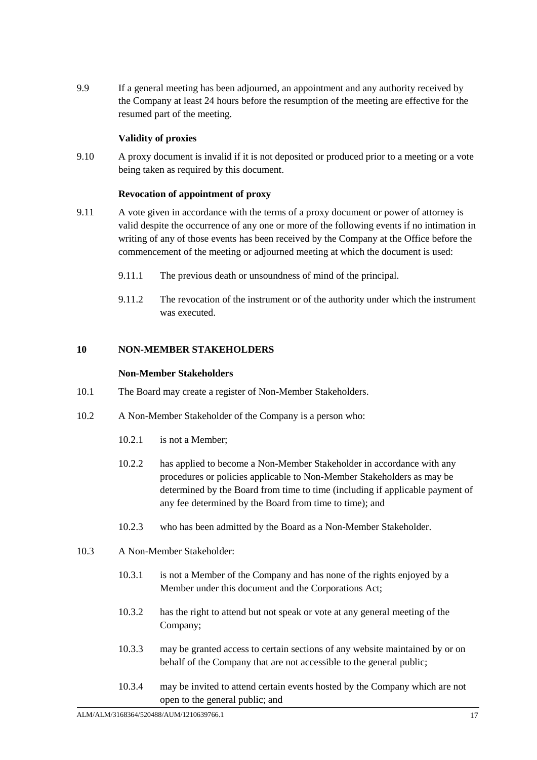9.9 If a general meeting has been adjourned, an appointment and any authority received by the Company at least 24 hours before the resumption of the meeting are effective for the resumed part of the meeting.

**Validity of proxies**

9.10 A proxy document is invalid if it is not deposited or produced prior to a meeting or a vote being taken as required by this document.

**Revocation of appointment of proxy**

9.11 A vote given in accordance with the terms of a proxy document or power of attorney is valid despite the occurrence of any one or more of the following events if no intimation in writing of any of those events has been received by the Company at the Office before the commencement of the meeting or adjourned meeting at which the document is used:

9.11.1 The previous death or unsoundness of mind of the principal.

9.11.2 The revocation of the instrument or of the authority under which the instrument was executed.

## 10 NON-MEMBER STAKEHOLDERS

**Non-Member Stakeholders**

10.1 The Board may create a register of Non-Member Stakeholders.

10.2 A Non-Member Stakeholder of the Company is a person who:

10.2.1 is not a Member;

10.2.2 has applied to become a Non-Member Stakeholder in accordance with any procedures or policies applicable to Non-Member Stakeholders as may be determined by the Board from time to time (including if applicable payment of any fee determined by the Board from time to time); and

10.2.3 who has been admitted by the Board as a Non-Member Stakeholder.

10.3 A Non-Member Stakeholder:

10.3.1 is not a Member of the Company and has none of the rights enjoyed by a Member under this document and the Corporations Act;

10.3.2 has the right to attend but not speak or vote at any general meeting of the Company;

10.3.3 may be granted access to certain sections of any website maintained by or on behalf of the Company that are not accessible to the general public;

10.3.4 may be invited to attend certain events hosted by the Company which are not open to the general public; and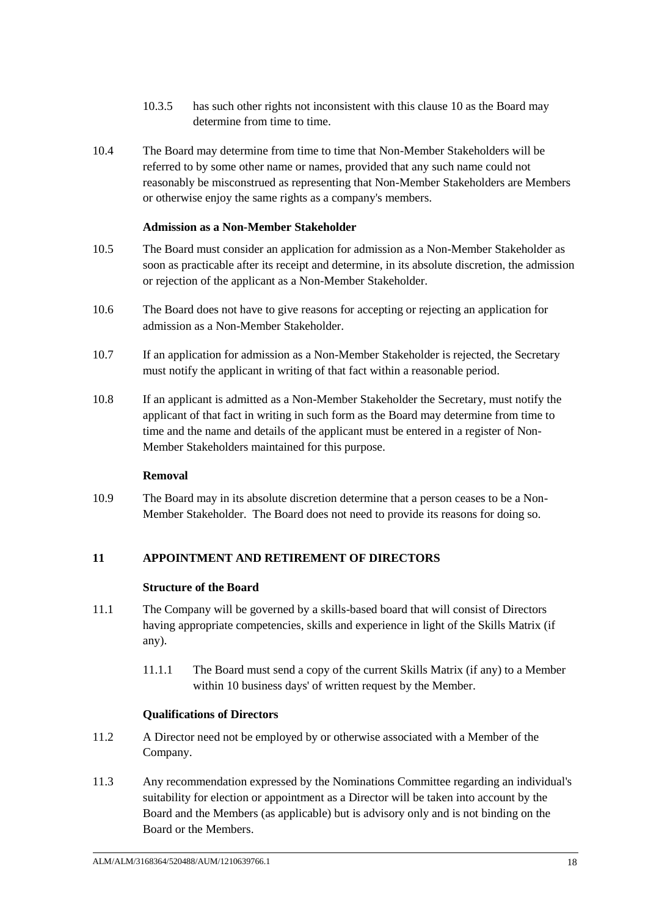10.3.5 has such other rights not inconsistent with this clause 10 as the Board may determine from time to time.

10.4 The Board may determine from time to time that Non-Member Stakeholders will be referred to by some other name or names, provided that any such name could not reasonably be misconstrued as representing that Non-Member Stakeholders are Members or otherwise enjoy the same rights as a company's members.

**Admission as a Non-Member Stakeholder**

10.5 The Board must consider an application for admission as a Non-Member Stakeholder as soon as practicable after its receipt and determine, in its absolute discretion, the admission or rejection of the applicant as a Non-Member Stakeholder.

10.6 The Board does not have to give reasons for accepting or rejecting an application for admission as a Non-Member Stakeholder.

10.7 If an application for admission as a Non-Member Stakeholder is rejected, the Secretary must notify the applicant in writing of that fact within a reasonable period.

10.8 If an applicant is admitted as a Non-Member Stakeholder the Secretary, must notify the applicant of that fact in writing in such form as the Board may determine from time to time and the name and details of the applicant must be entered in a register of Non-Member Stakeholders maintained for this purpose.

**Removal**

10.9 The Board may in its absolute discretion determine that a person ceases to be a Non-Member Stakeholder. The Board does not need to provide its reasons for doing so.

## 11 APPOINTMENT AND RETIREMENT OF DIRECTORS

**Structure of the Board**

11.1 The Company will be governed by a skills-based board that will consist of Directors having appropriate competencies, skills and experience in light of the Skills Matrix (if any).

11.1.1 The Board must send a copy of the current Skills Matrix (if any) to a Member within 10 business days' of written request by the Member.

**Qualifications of Directors**

11.2 A Director need not be employed by or otherwise associated with a Member of the Company.

11.3 Any recommendation expressed by the Nominations Committee regarding an individual's suitability for election or appointment as a Director will be taken into account by the Board and the Members (as applicable) but is advisory only and is not binding on the Board or the Members.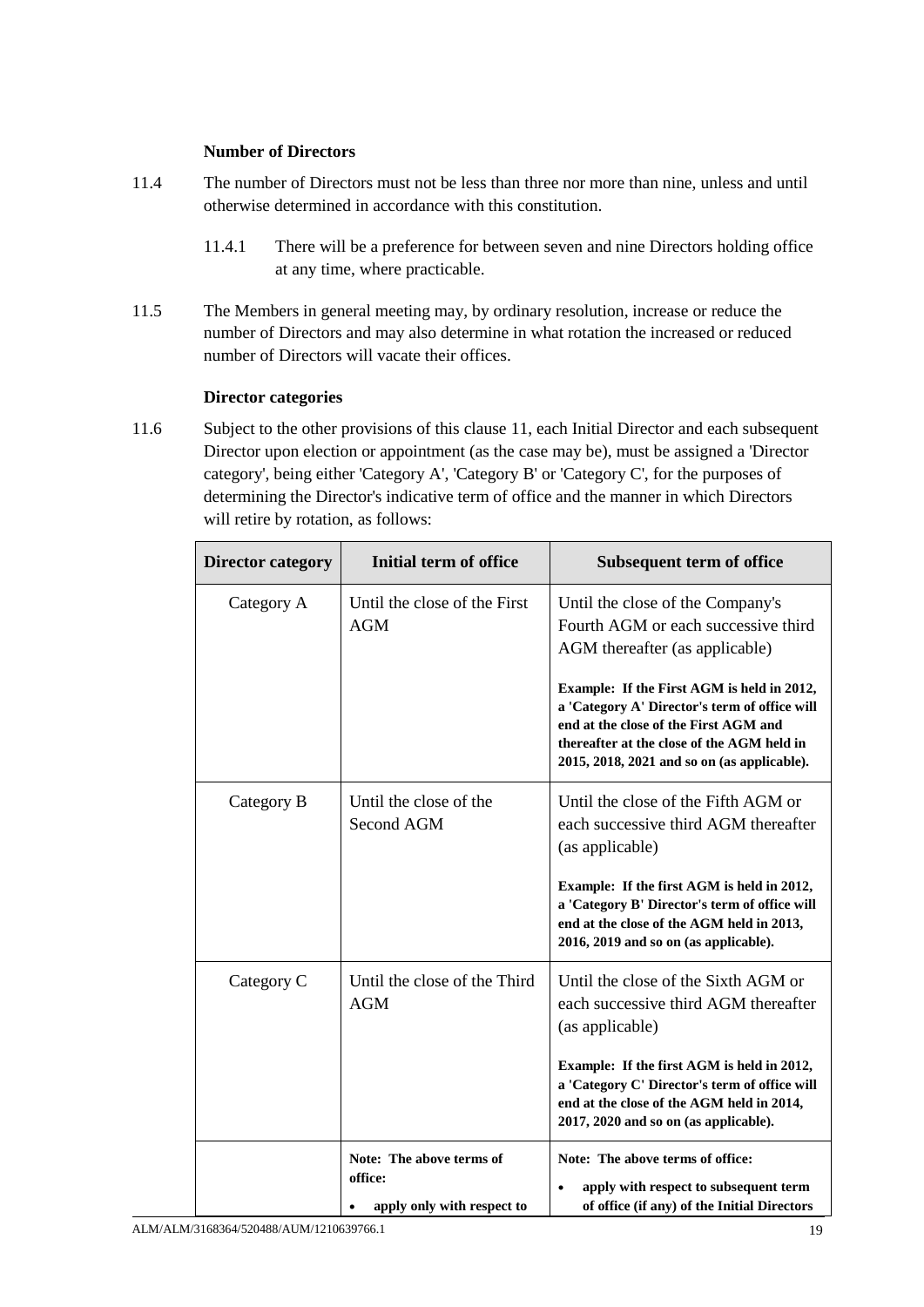**Number of Directors**

11.4 The number of Directors must not be less than three nor more than nine, unless and until otherwise determined in accordance with this constitution.

11.4.1 There will be a preference for between seven and nine Directors holding office at any time, where practicable.

11.5 The Members in general meeting may, by ordinary resolution, increase or reduce the number of Directors and may also determine in what rotation the increased or reduced number of Directors will vacate their offices.

**Director categories**

11.6 Subject to the other provisions of this clause 11, each Initial Director and each subsequent Director upon election or appointment (as the case may be), must be assigned a 'Director category', being either 'Category A', 'Category B' or 'Category C', for the purposes of determining the Director's indicative term of office and the manner in which Directors will retire by rotation, as follows:

| Director category | Initial term of office | Subsequent term of office |
|---|---|---|
| Category A | Until the close of the First AGM | Until the close of the Company's Fourth AGM or each successive third AGM thereafter (as applicable)<br><br>**Example: If the First AGM is held in 2012, a 'Category A' Director's term of office will end at the close of the First AGM and thereafter at the close of the AGM held in 2015, 2018, 2021 and so on (as applicable).** |
| Category B | Until the close of the Second AGM | Until the close of the Fifth AGM or each successive third AGM thereafter (as applicable)<br><br>**Example: If the first AGM is held in 2012, a 'Category B' Director's term of office will end at the close of the AGM held in 2013, 2016, 2019 and so on (as applicable).** |
| Category C | Until the close of the Third AGM | Until the close of the Sixth AGM or each successive third AGM thereafter (as applicable)<br><br>**Example: If the first AGM is held in 2012, a 'Category C' Director's term of office will end at the close of the AGM held in 2014, 2017, 2020 and so on (as applicable).** |
| | **Note: The above terms of office:**<br>• **apply only with respect to** | **Note: The above terms of office:**<br>• **apply with respect to subsequent term of office (if any) of the Initial Directors** |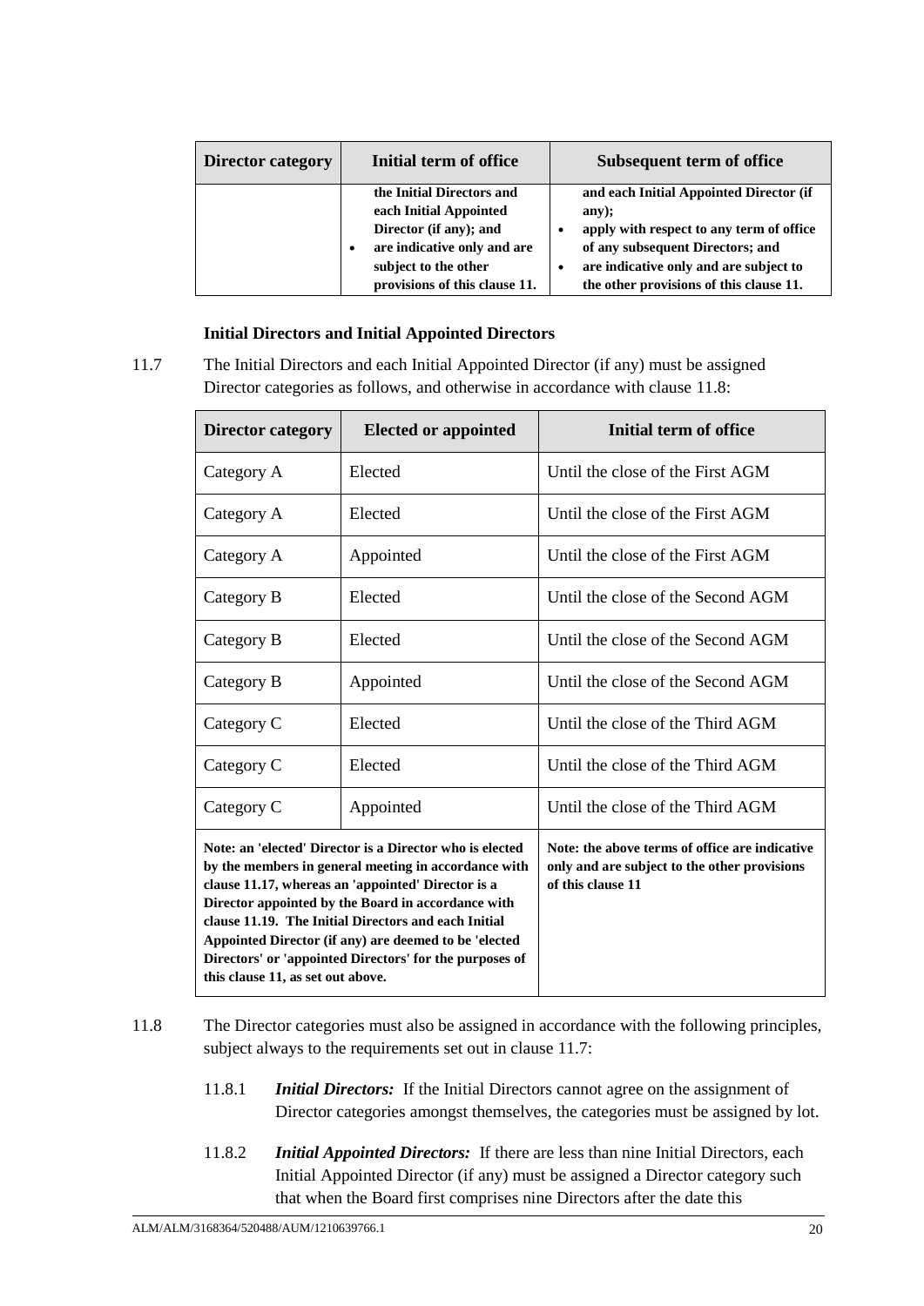| Director category | Initial term of office | Subsequent term of office |
|---|---|---|
| | **the Initial Directors and each Initial Appointed Director (if any); and**<br>• **are indicative only and are subject to the other provisions of this clause 11.** | **and each Initial Appointed Director (if any);**<br>• **apply with respect to any term of office of any subsequent Directors; and**<br>• **are indicative only and are subject to the other provisions of this clause 11.** |

**Initial Directors and Initial Appointed Directors**

11.7 The Initial Directors and each Initial Appointed Director (if any) must be assigned Director categories as follows, and otherwise in accordance with clause 11.8:

| Director category | Elected or appointed | Initial term of office |
|---|---|---|
| Category A | Elected | Until the close of the First AGM |
| Category A | Elected | Until the close of the First AGM |
| Category A | Appointed | Until the close of the First AGM |
| Category B | Elected | Until the close of the Second AGM |
| Category B | Elected | Until the close of the Second AGM |
| Category B | Appointed | Until the close of the Second AGM |
| Category C | Elected | Until the close of the Third AGM |
| Category C | Elected | Until the close of the Third AGM |
| Category C | Appointed | Until the close of the Third AGM |
| **Note: an 'elected' Director is a Director who is elected by the members in general meeting in accordance with clause 11.17, whereas an 'appointed' Director is a Director appointed by the Board in accordance with clause 11.19. The Initial Directors and each Initial Appointed Director (if any) are deemed to be 'elected Directors' or 'appointed Directors' for the purposes of this clause 11, as set out above.** | | **Note: the above terms of office are indicative only and are subject to the other provisions of this clause 11** |

11.8 The Director categories must also be assigned in accordance with the following principles, subject always to the requirements set out in clause 11.7:

11.8.1 ***Initial Directors:*** If the Initial Directors cannot agree on the assignment of Director categories amongst themselves, the categories must be assigned by lot.

11.8.2 ***Initial Appointed Directors:*** If there are less than nine Initial Directors, each Initial Appointed Director (if any) must be assigned a Director category such that when the Board first comprises nine Directors after the date this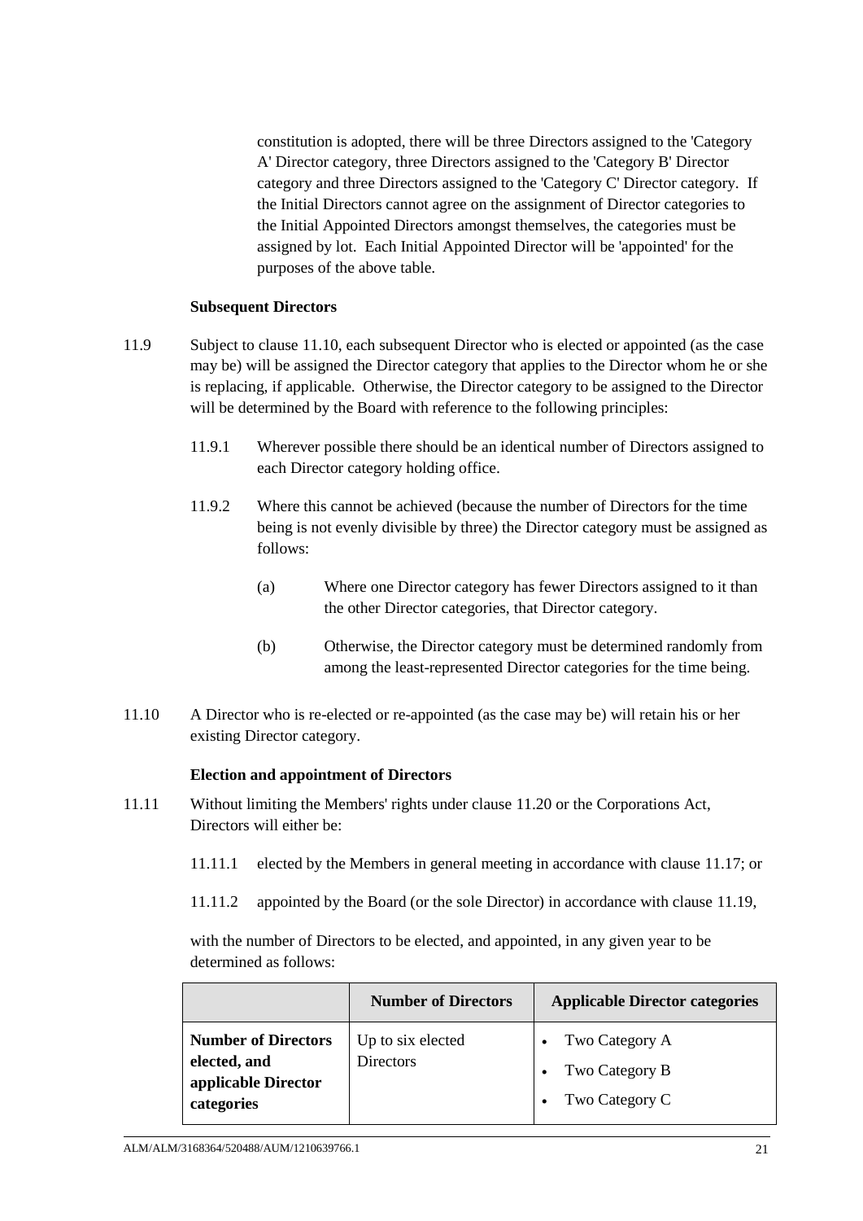constitution is adopted, there will be three Directors assigned to the 'Category A' Director category, three Directors assigned to the 'Category B' Director category and three Directors assigned to the 'Category C' Director category. If the Initial Directors cannot agree on the assignment of Director categories to the Initial Appointed Directors amongst themselves, the categories must be assigned by lot. Each Initial Appointed Director will be 'appointed' for the purposes of the above table.

**Subsequent Directors**

11.9 Subject to clause 11.10, each subsequent Director who is elected or appointed (as the case may be) will be assigned the Director category that applies to the Director whom he or she is replacing, if applicable. Otherwise, the Director category to be assigned to the Director will be determined by the Board with reference to the following principles:

11.9.1 Wherever possible there should be an identical number of Directors assigned to each Director category holding office.

11.9.2 Where this cannot be achieved (because the number of Directors for the time being is not evenly divisible by three) the Director category must be assigned as follows:

(a) Where one Director category has fewer Directors assigned to it than the other Director categories, that Director category.

(b) Otherwise, the Director category must be determined randomly from among the least-represented Director categories for the time being.

11.10 A Director who is re-elected or re-appointed (as the case may be) will retain his or her existing Director category.

**Election and appointment of Directors**

11.11 Without limiting the Members' rights under clause 11.20 or the Corporations Act, Directors will either be:

11.11.1 elected by the Members in general meeting in accordance with clause 11.17; or

11.11.2 appointed by the Board (or the sole Director) in accordance with clause 11.19,

with the number of Directors to be elected, and appointed, in any given year to be determined as follows:

| | **Number of Directors** | **Applicable Director categories** |
|---|---|---|
| **Number of Directors elected, and applicable Director categories** | Up to six elected Directors | • Two Category A<br>• Two Category B<br>• Two Category C |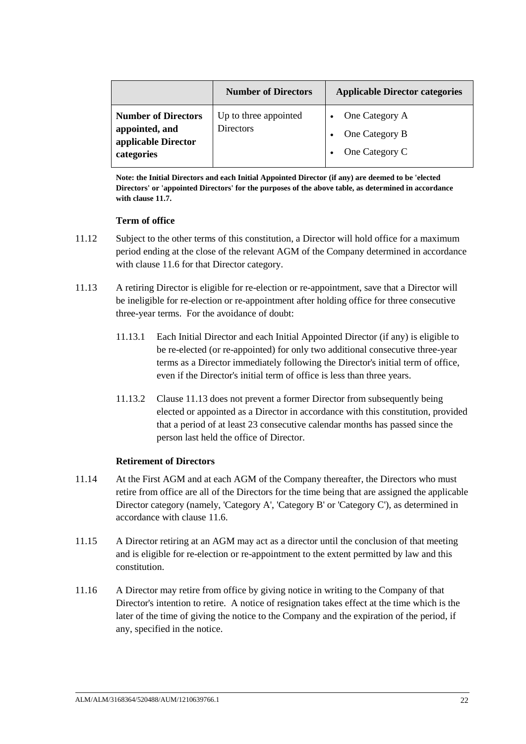| | Number of Directors | Applicable Director categories |
| --- | --- | --- |
| **Number of Directors appointed, and applicable Director categories** | Up to three appointed Directors | • One Category A<br>• One Category B<br>• One Category C |

**Note: the Initial Directors and each Initial Appointed Director (if any) are deemed to be 'elected Directors' or 'appointed Directors' for the purposes of the above table, as determined in accordance with clause 11.7.**

**Term of office**

11.12 Subject to the other terms of this constitution, a Director will hold office for a maximum period ending at the close of the relevant AGM of the Company determined in accordance with clause 11.6 for that Director category.

11.13 A retiring Director is eligible for re-election or re-appointment, save that a Director will be ineligible for re-election or re-appointment after holding office for three consecutive three-year terms. For the avoidance of doubt:

11.13.1 Each Initial Director and each Initial Appointed Director (if any) is eligible to be re-elected (or re-appointed) for only two additional consecutive three-year terms as a Director immediately following the Director's initial term of office, even if the Director's initial term of office is less than three years.

11.13.2 Clause 11.13 does not prevent a former Director from subsequently being elected or appointed as a Director in accordance with this constitution, provided that a period of at least 23 consecutive calendar months has passed since the person last held the office of Director.

**Retirement of Directors**

11.14 At the First AGM and at each AGM of the Company thereafter, the Directors who must retire from office are all of the Directors for the time being that are assigned the applicable Director category (namely, 'Category A', 'Category B' or 'Category C'), as determined in accordance with clause 11.6.

11.15 A Director retiring at an AGM may act as a director until the conclusion of that meeting and is eligible for re-election or re-appointment to the extent permitted by law and this constitution.

11.16 A Director may retire from office by giving notice in writing to the Company of that Director's intention to retire. A notice of resignation takes effect at the time which is the later of the time of giving the notice to the Company and the expiration of the period, if any, specified in the notice.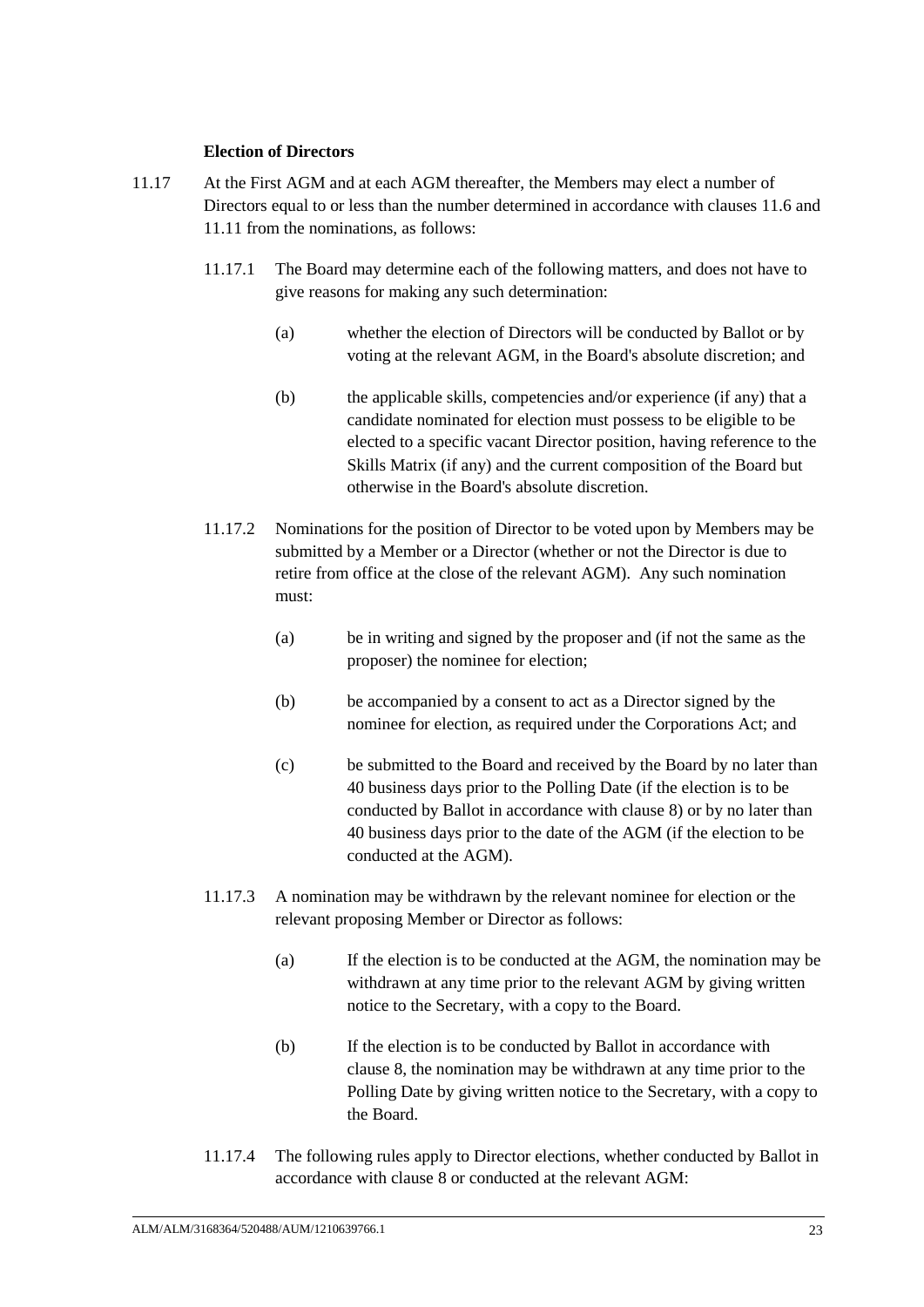**Election of Directors**

11.17 At the First AGM and at each AGM thereafter, the Members may elect a number of Directors equal to or less than the number determined in accordance with clauses 11.6 and 11.11 from the nominations, as follows:

11.17.1 The Board may determine each of the following matters, and does not have to give reasons for making any such determination:

(a) whether the election of Directors will be conducted by Ballot or by voting at the relevant AGM, in the Board's absolute discretion; and

(b) the applicable skills, competencies and/or experience (if any) that a candidate nominated for election must possess to be eligible to be elected to a specific vacant Director position, having reference to the Skills Matrix (if any) and the current composition of the Board but otherwise in the Board's absolute discretion.

11.17.2 Nominations for the position of Director to be voted upon by Members may be submitted by a Member or a Director (whether or not the Director is due to retire from office at the close of the relevant AGM). Any such nomination must:

(a) be in writing and signed by the proposer and (if not the same as the proposer) the nominee for election;

(b) be accompanied by a consent to act as a Director signed by the nominee for election, as required under the Corporations Act; and

(c) be submitted to the Board and received by the Board by no later than 40 business days prior to the Polling Date (if the election is to be conducted by Ballot in accordance with clause 8) or by no later than 40 business days prior to the date of the AGM (if the election to be conducted at the AGM).

11.17.3 A nomination may be withdrawn by the relevant nominee for election or the relevant proposing Member or Director as follows:

(a) If the election is to be conducted at the AGM, the nomination may be withdrawn at any time prior to the relevant AGM by giving written notice to the Secretary, with a copy to the Board.

(b) If the election is to be conducted by Ballot in accordance with clause 8, the nomination may be withdrawn at any time prior to the Polling Date by giving written notice to the Secretary, with a copy to the Board.

11.17.4 The following rules apply to Director elections, whether conducted by Ballot in accordance with clause 8 or conducted at the relevant AGM: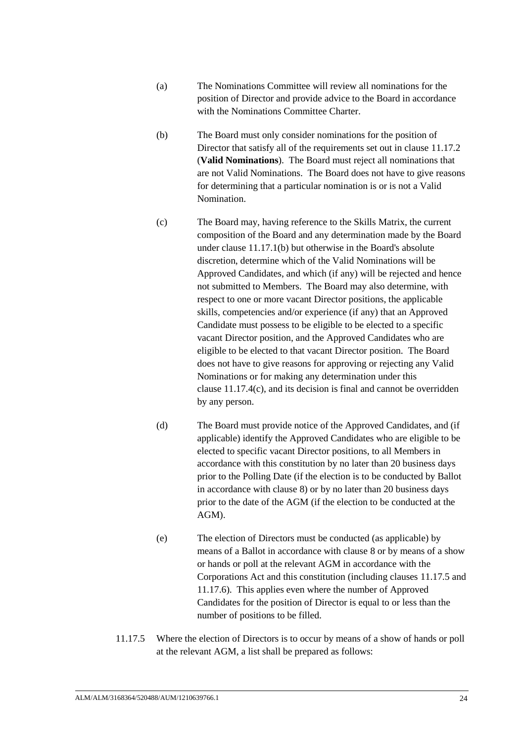(a) The Nominations Committee will review all nominations for the position of Director and provide advice to the Board in accordance with the Nominations Committee Charter.

(b) The Board must only consider nominations for the position of Director that satisfy all of the requirements set out in clause 11.17.2 (**Valid Nominations**). The Board must reject all nominations that are not Valid Nominations. The Board does not have to give reasons for determining that a particular nomination is or is not a Valid Nomination.

(c) The Board may, having reference to the Skills Matrix, the current composition of the Board and any determination made by the Board under clause 11.17.1(b) but otherwise in the Board's absolute discretion, determine which of the Valid Nominations will be Approved Candidates, and which (if any) will be rejected and hence not submitted to Members. The Board may also determine, with respect to one or more vacant Director positions, the applicable skills, competencies and/or experience (if any) that an Approved Candidate must possess to be eligible to be elected to a specific vacant Director position, and the Approved Candidates who are eligible to be elected to that vacant Director position. The Board does not have to give reasons for approving or rejecting any Valid Nominations or for making any determination under this clause 11.17.4(c), and its decision is final and cannot be overridden by any person.

(d) The Board must provide notice of the Approved Candidates, and (if applicable) identify the Approved Candidates who are eligible to be elected to specific vacant Director positions, to all Members in accordance with this constitution by no later than 20 business days prior to the Polling Date (if the election is to be conducted by Ballot in accordance with clause 8) or by no later than 20 business days prior to the date of the AGM (if the election to be conducted at the AGM).

(e) The election of Directors must be conducted (as applicable) by means of a Ballot in accordance with clause 8 or by means of a show or hands or poll at the relevant AGM in accordance with the Corporations Act and this constitution (including clauses 11.17.5 and 11.17.6). This applies even where the number of Approved Candidates for the position of Director is equal to or less than the number of positions to be filled.

11.17.5 Where the election of Directors is to occur by means of a show of hands or poll at the relevant AGM, a list shall be prepared as follows: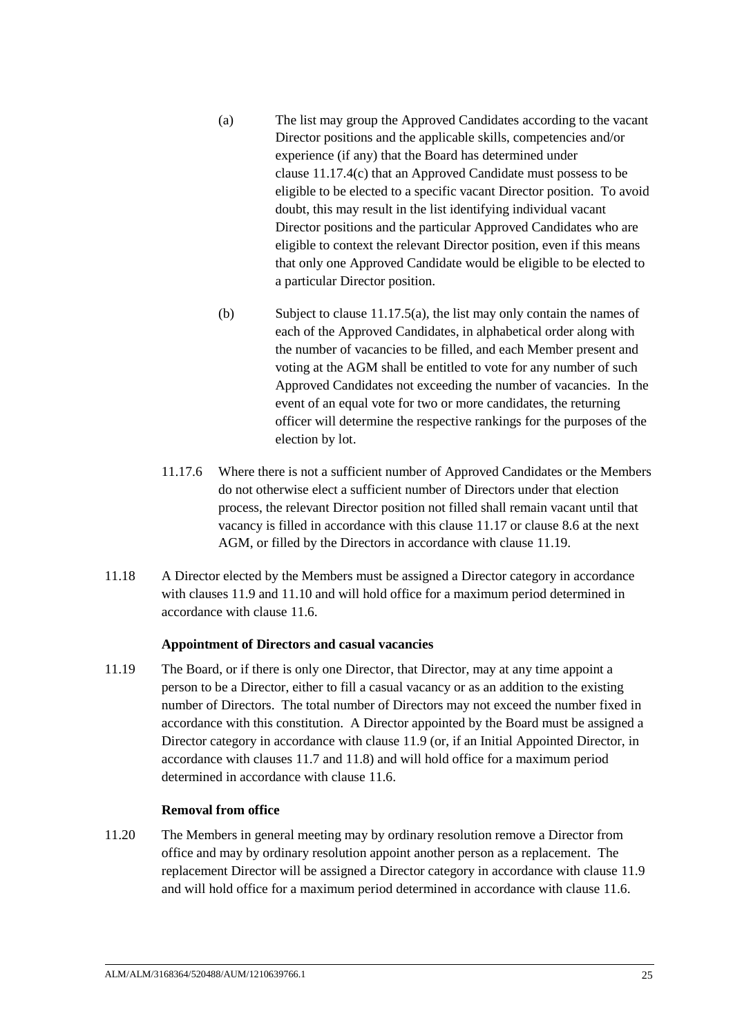(a) The list may group the Approved Candidates according to the vacant Director positions and the applicable skills, competencies and/or experience (if any) that the Board has determined under clause 11.17.4(c) that an Approved Candidate must possess to be eligible to be elected to a specific vacant Director position. To avoid doubt, this may result in the list identifying individual vacant Director positions and the particular Approved Candidates who are eligible to context the relevant Director position, even if this means that only one Approved Candidate would be eligible to be elected to a particular Director position.

(b) Subject to clause 11.17.5(a), the list may only contain the names of each of the Approved Candidates, in alphabetical order along with the number of vacancies to be filled, and each Member present and voting at the AGM shall be entitled to vote for any number of such Approved Candidates not exceeding the number of vacancies. In the event of an equal vote for two or more candidates, the returning officer will determine the respective rankings for the purposes of the election by lot.

11.17.6 Where there is not a sufficient number of Approved Candidates or the Members do not otherwise elect a sufficient number of Directors under that election process, the relevant Director position not filled shall remain vacant until that vacancy is filled in accordance with this clause 11.17 or clause 8.6 at the next AGM, or filled by the Directors in accordance with clause 11.19.

11.18 A Director elected by the Members must be assigned a Director category in accordance with clauses 11.9 and 11.10 and will hold office for a maximum period determined in accordance with clause 11.6.

**Appointment of Directors and casual vacancies**

11.19 The Board, or if there is only one Director, that Director, may at any time appoint a person to be a Director, either to fill a casual vacancy or as an addition to the existing number of Directors. The total number of Directors may not exceed the number fixed in accordance with this constitution. A Director appointed by the Board must be assigned a Director category in accordance with clause 11.9 (or, if an Initial Appointed Director, in accordance with clauses 11.7 and 11.8) and will hold office for a maximum period determined in accordance with clause 11.6.

**Removal from office**

11.20 The Members in general meeting may by ordinary resolution remove a Director from office and may by ordinary resolution appoint another person as a replacement. The replacement Director will be assigned a Director category in accordance with clause 11.9 and will hold office for a maximum period determined in accordance with clause 11.6.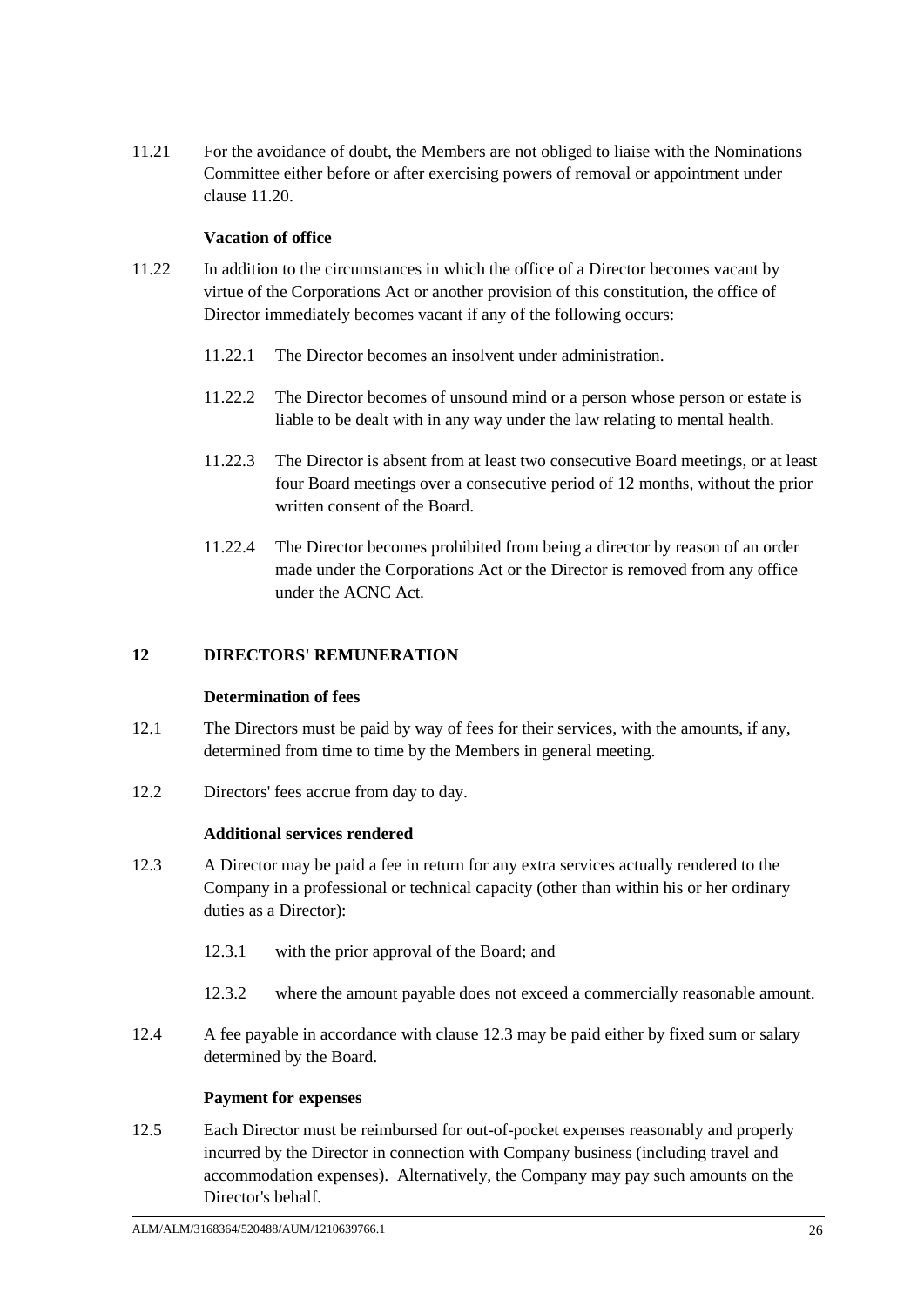11.21 For the avoidance of doubt, the Members are not obliged to liaise with the Nominations Committee either before or after exercising powers of removal or appointment under clause 11.20.

**Vacation of office**

11.22 In addition to the circumstances in which the office of a Director becomes vacant by virtue of the Corporations Act or another provision of this constitution, the office of Director immediately becomes vacant if any of the following occurs:

11.22.1 The Director becomes an insolvent under administration.

11.22.2 The Director becomes of unsound mind or a person whose person or estate is liable to be dealt with in any way under the law relating to mental health.

11.22.3 The Director is absent from at least two consecutive Board meetings, or at least four Board meetings over a consecutive period of 12 months, without the prior written consent of the Board.

11.22.4 The Director becomes prohibited from being a director by reason of an order made under the Corporations Act or the Director is removed from any office under the ACNC Act.

## 12 DIRECTORS' REMUNERATION

**Determination of fees**

12.1 The Directors must be paid by way of fees for their services, with the amounts, if any, determined from time to time by the Members in general meeting.

12.2 Directors' fees accrue from day to day.

**Additional services rendered**

12.3 A Director may be paid a fee in return for any extra services actually rendered to the Company in a professional or technical capacity (other than within his or her ordinary duties as a Director):

12.3.1 with the prior approval of the Board; and

12.3.2 where the amount payable does not exceed a commercially reasonable amount.

12.4 A fee payable in accordance with clause 12.3 may be paid either by fixed sum or salary determined by the Board.

**Payment for expenses**

12.5 Each Director must be reimbursed for out-of-pocket expenses reasonably and properly incurred by the Director in connection with Company business (including travel and accommodation expenses). Alternatively, the Company may pay such amounts on the Director's behalf.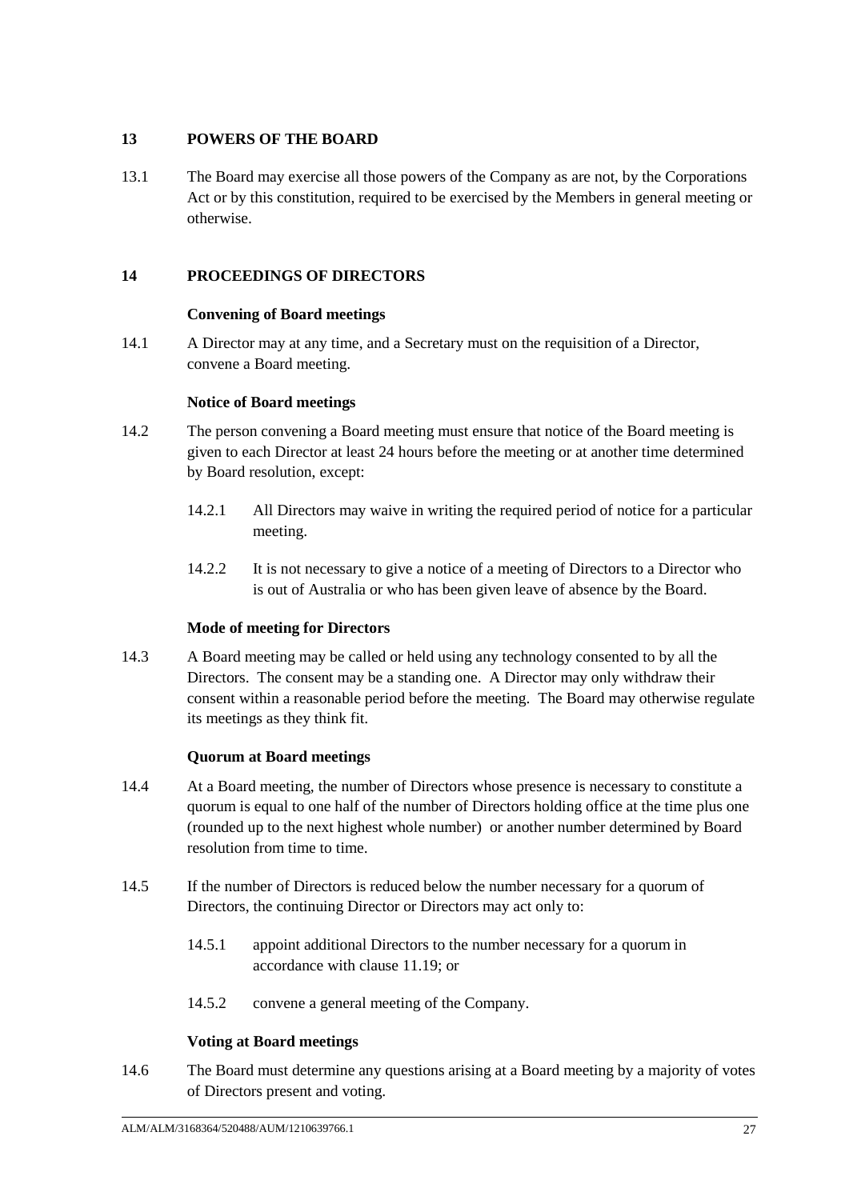## 13 POWERS OF THE BOARD

13.1 The Board may exercise all those powers of the Company as are not, by the Corporations Act or by this constitution, required to be exercised by the Members in general meeting or otherwise.

## 14 PROCEEDINGS OF DIRECTORS

**Convening of Board meetings**

14.1 A Director may at any time, and a Secretary must on the requisition of a Director, convene a Board meeting.

**Notice of Board meetings**

14.2 The person convening a Board meeting must ensure that notice of the Board meeting is given to each Director at least 24 hours before the meeting or at another time determined by Board resolution, except:

14.2.1 All Directors may waive in writing the required period of notice for a particular meeting.

14.2.2 It is not necessary to give a notice of a meeting of Directors to a Director who is out of Australia or who has been given leave of absence by the Board.

**Mode of meeting for Directors**

14.3 A Board meeting may be called or held using any technology consented to by all the Directors. The consent may be a standing one. A Director may only withdraw their consent within a reasonable period before the meeting. The Board may otherwise regulate its meetings as they think fit.

**Quorum at Board meetings**

14.4 At a Board meeting, the number of Directors whose presence is necessary to constitute a quorum is equal to one half of the number of Directors holding office at the time plus one (rounded up to the next highest whole number) or another number determined by Board resolution from time to time.

14.5 If the number of Directors is reduced below the number necessary for a quorum of Directors, the continuing Director or Directors may act only to:

14.5.1 appoint additional Directors to the number necessary for a quorum in accordance with clause 11.19; or

14.5.2 convene a general meeting of the Company.

**Voting at Board meetings**

14.6 The Board must determine any questions arising at a Board meeting by a majority of votes of Directors present and voting.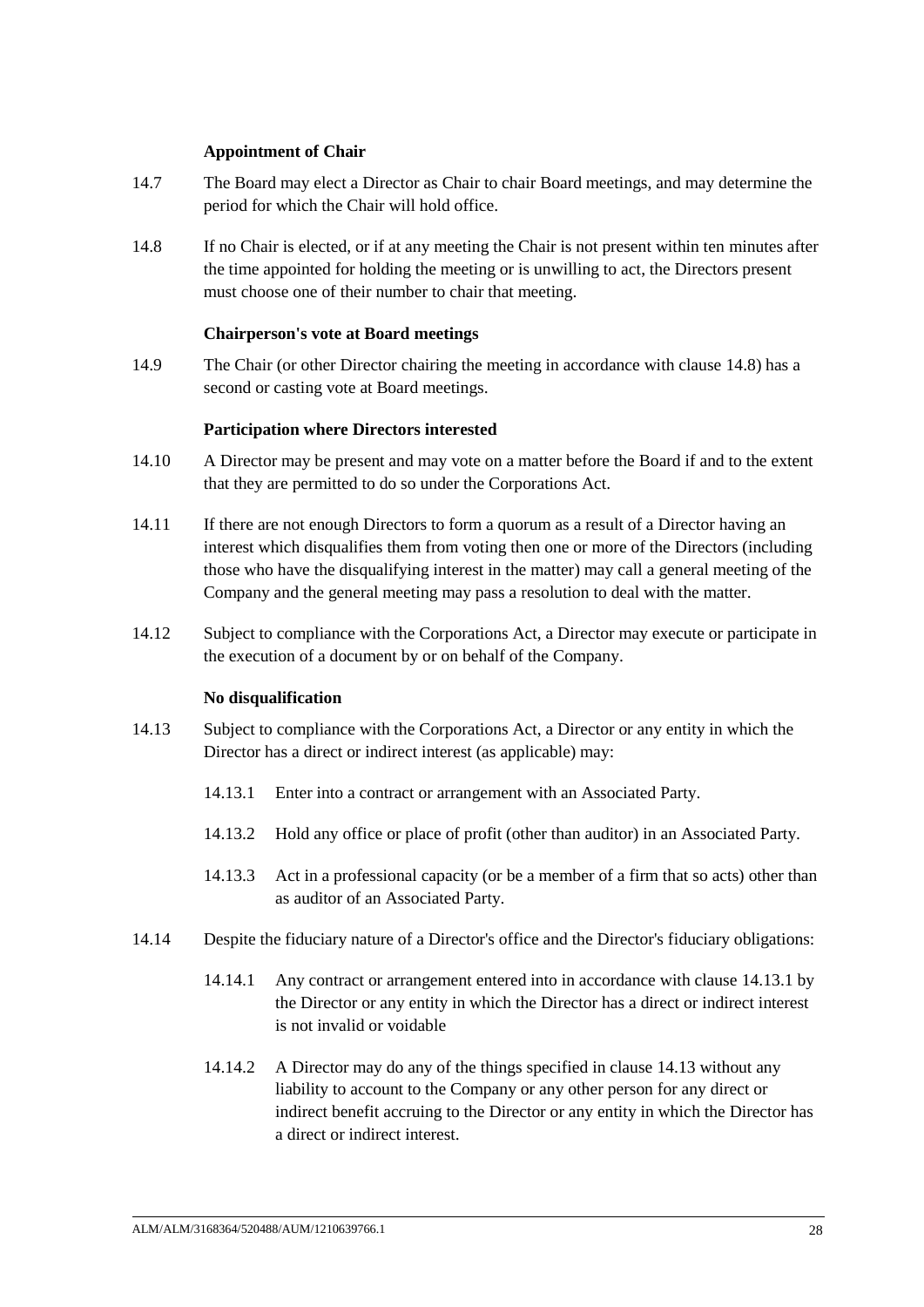**Appointment of Chair**

14.7 The Board may elect a Director as Chair to chair Board meetings, and may determine the period for which the Chair will hold office.

14.8 If no Chair is elected, or if at any meeting the Chair is not present within ten minutes after the time appointed for holding the meeting or is unwilling to act, the Directors present must choose one of their number to chair that meeting.

**Chairperson's vote at Board meetings**

14.9 The Chair (or other Director chairing the meeting in accordance with clause 14.8) has a second or casting vote at Board meetings.

**Participation where Directors interested**

14.10 A Director may be present and may vote on a matter before the Board if and to the extent that they are permitted to do so under the Corporations Act.

14.11 If there are not enough Directors to form a quorum as a result of a Director having an interest which disqualifies them from voting then one or more of the Directors (including those who have the disqualifying interest in the matter) may call a general meeting of the Company and the general meeting may pass a resolution to deal with the matter.

14.12 Subject to compliance with the Corporations Act, a Director may execute or participate in the execution of a document by or on behalf of the Company.

**No disqualification**

14.13 Subject to compliance with the Corporations Act, a Director or any entity in which the Director has a direct or indirect interest (as applicable) may:

14.13.1 Enter into a contract or arrangement with an Associated Party.

14.13.2 Hold any office or place of profit (other than auditor) in an Associated Party.

14.13.3 Act in a professional capacity (or be a member of a firm that so acts) other than as auditor of an Associated Party.

14.14 Despite the fiduciary nature of a Director's office and the Director's fiduciary obligations:

14.14.1 Any contract or arrangement entered into in accordance with clause 14.13.1 by the Director or any entity in which the Director has a direct or indirect interest is not invalid or voidable

14.14.2 A Director may do any of the things specified in clause 14.13 without any liability to account to the Company or any other person for any direct or indirect benefit accruing to the Director or any entity in which the Director has a direct or indirect interest.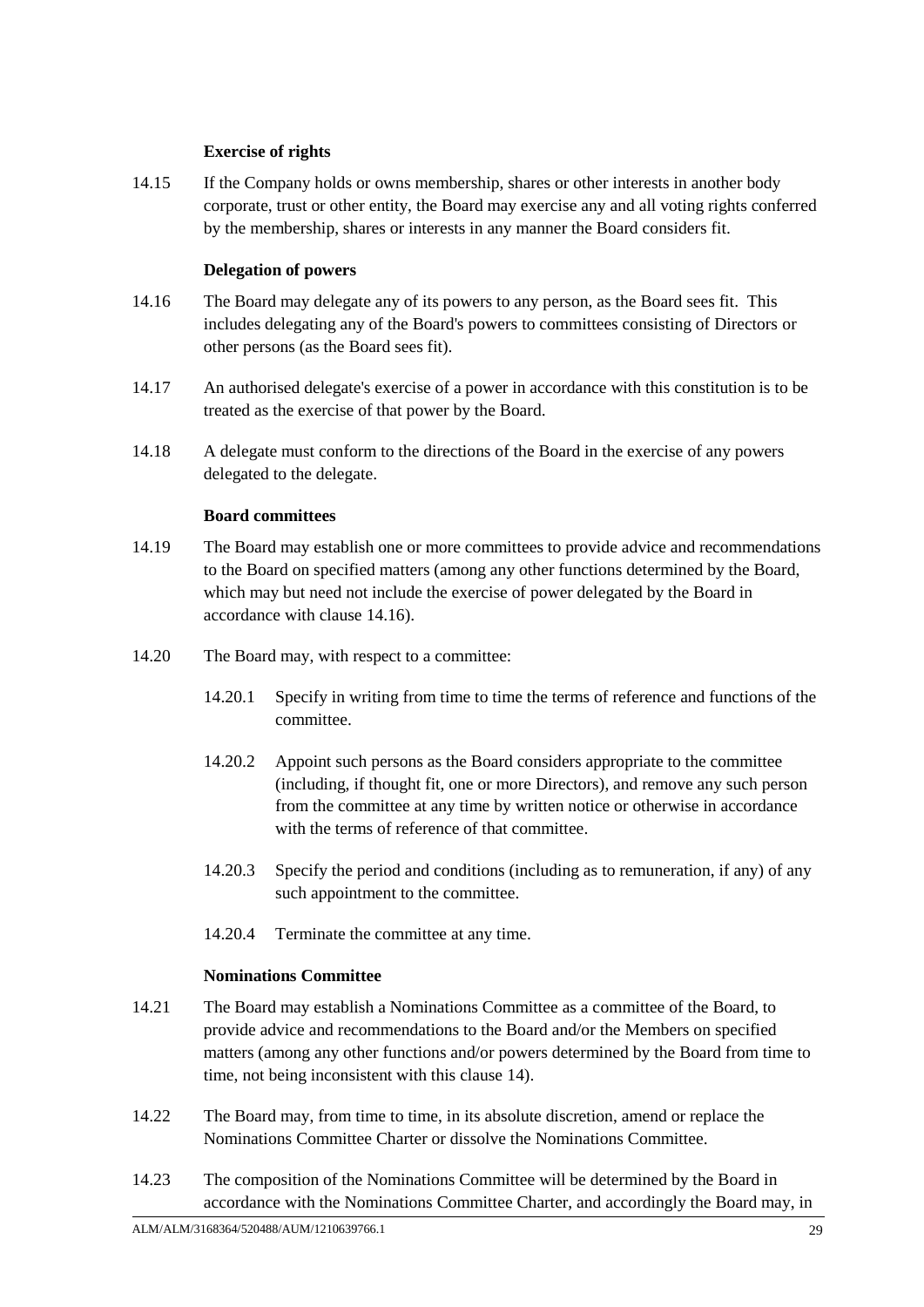**Exercise of rights**

14.15 If the Company holds or owns membership, shares or other interests in another body corporate, trust or other entity, the Board may exercise any and all voting rights conferred by the membership, shares or interests in any manner the Board considers fit.

**Delegation of powers**

14.16 The Board may delegate any of its powers to any person, as the Board sees fit. This includes delegating any of the Board's powers to committees consisting of Directors or other persons (as the Board sees fit).

14.17 An authorised delegate's exercise of a power in accordance with this constitution is to be treated as the exercise of that power by the Board.

14.18 A delegate must conform to the directions of the Board in the exercise of any powers delegated to the delegate.

**Board committees**

14.19 The Board may establish one or more committees to provide advice and recommendations to the Board on specified matters (among any other functions determined by the Board, which may but need not include the exercise of power delegated by the Board in accordance with clause 14.16).

14.20 The Board may, with respect to a committee:

14.20.1 Specify in writing from time to time the terms of reference and functions of the committee.

14.20.2 Appoint such persons as the Board considers appropriate to the committee (including, if thought fit, one or more Directors), and remove any such person from the committee at any time by written notice or otherwise in accordance with the terms of reference of that committee.

14.20.3 Specify the period and conditions (including as to remuneration, if any) of any such appointment to the committee.

14.20.4 Terminate the committee at any time.

**Nominations Committee**

14.21 The Board may establish a Nominations Committee as a committee of the Board, to provide advice and recommendations to the Board and/or the Members on specified matters (among any other functions and/or powers determined by the Board from time to time, not being inconsistent with this clause 14).

14.22 The Board may, from time to time, in its absolute discretion, amend or replace the Nominations Committee Charter or dissolve the Nominations Committee.

14.23 The composition of the Nominations Committee will be determined by the Board in accordance with the Nominations Committee Charter, and accordingly the Board may, in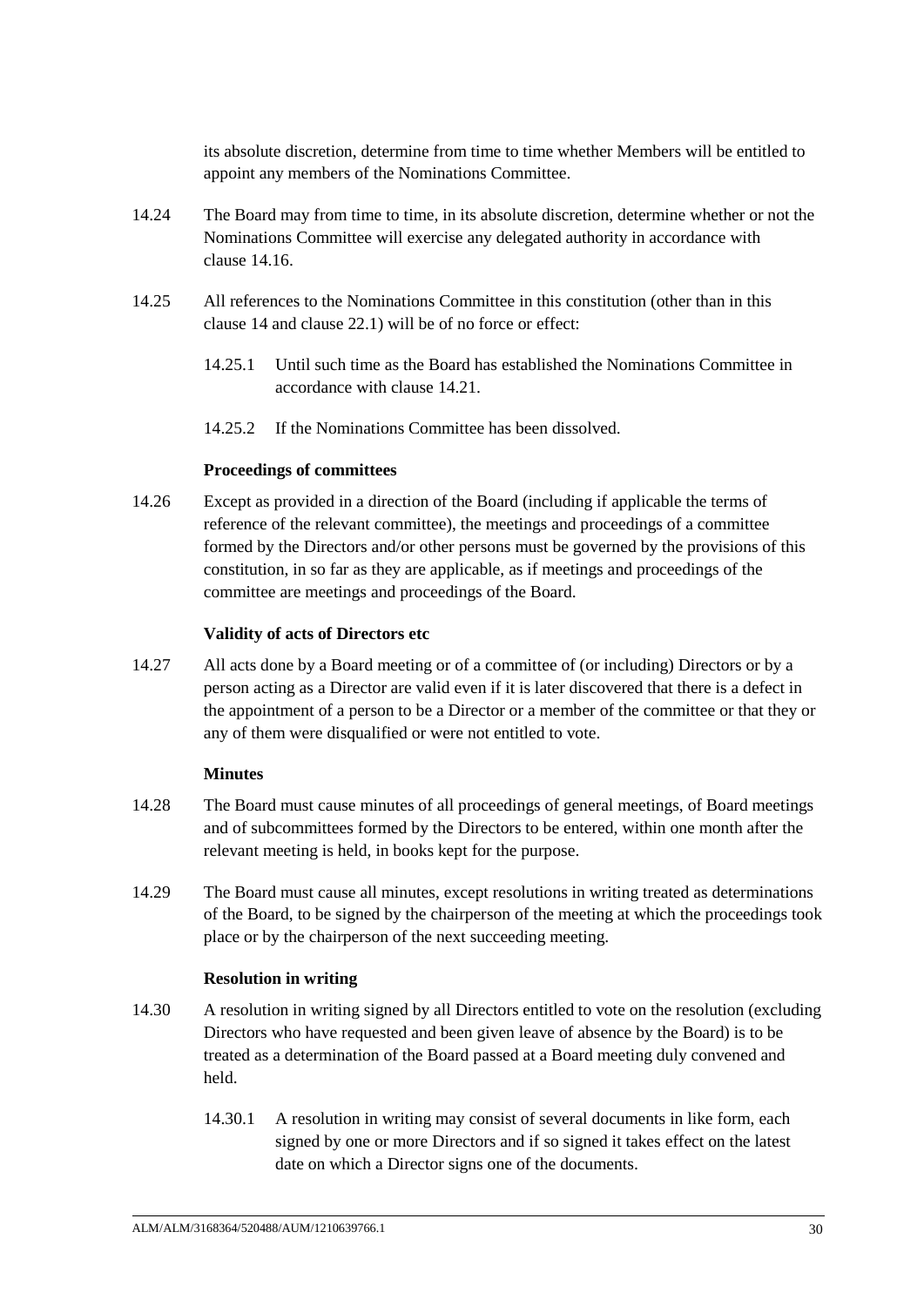its absolute discretion, determine from time to time whether Members will be entitled to appoint any members of the Nominations Committee.

14.24 The Board may from time to time, in its absolute discretion, determine whether or not the Nominations Committee will exercise any delegated authority in accordance with clause 14.16.

14.25 All references to the Nominations Committee in this constitution (other than in this clause 14 and clause 22.1) will be of no force or effect:

14.25.1 Until such time as the Board has established the Nominations Committee in accordance with clause 14.21.

14.25.2 If the Nominations Committee has been dissolved.

**Proceedings of committees**

14.26 Except as provided in a direction of the Board (including if applicable the terms of reference of the relevant committee), the meetings and proceedings of a committee formed by the Directors and/or other persons must be governed by the provisions of this constitution, in so far as they are applicable, as if meetings and proceedings of the committee are meetings and proceedings of the Board.

**Validity of acts of Directors etc**

14.27 All acts done by a Board meeting or of a committee of (or including) Directors or by a person acting as a Director are valid even if it is later discovered that there is a defect in the appointment of a person to be a Director or a member of the committee or that they or any of them were disqualified or were not entitled to vote.

**Minutes**

14.28 The Board must cause minutes of all proceedings of general meetings, of Board meetings and of subcommittees formed by the Directors to be entered, within one month after the relevant meeting is held, in books kept for the purpose.

14.29 The Board must cause all minutes, except resolutions in writing treated as determinations of the Board, to be signed by the chairperson of the meeting at which the proceedings took place or by the chairperson of the next succeeding meeting.

**Resolution in writing**

14.30 A resolution in writing signed by all Directors entitled to vote on the resolution (excluding Directors who have requested and been given leave of absence by the Board) is to be treated as a determination of the Board passed at a Board meeting duly convened and held.

14.30.1 A resolution in writing may consist of several documents in like form, each signed by one or more Directors and if so signed it takes effect on the latest date on which a Director signs one of the documents.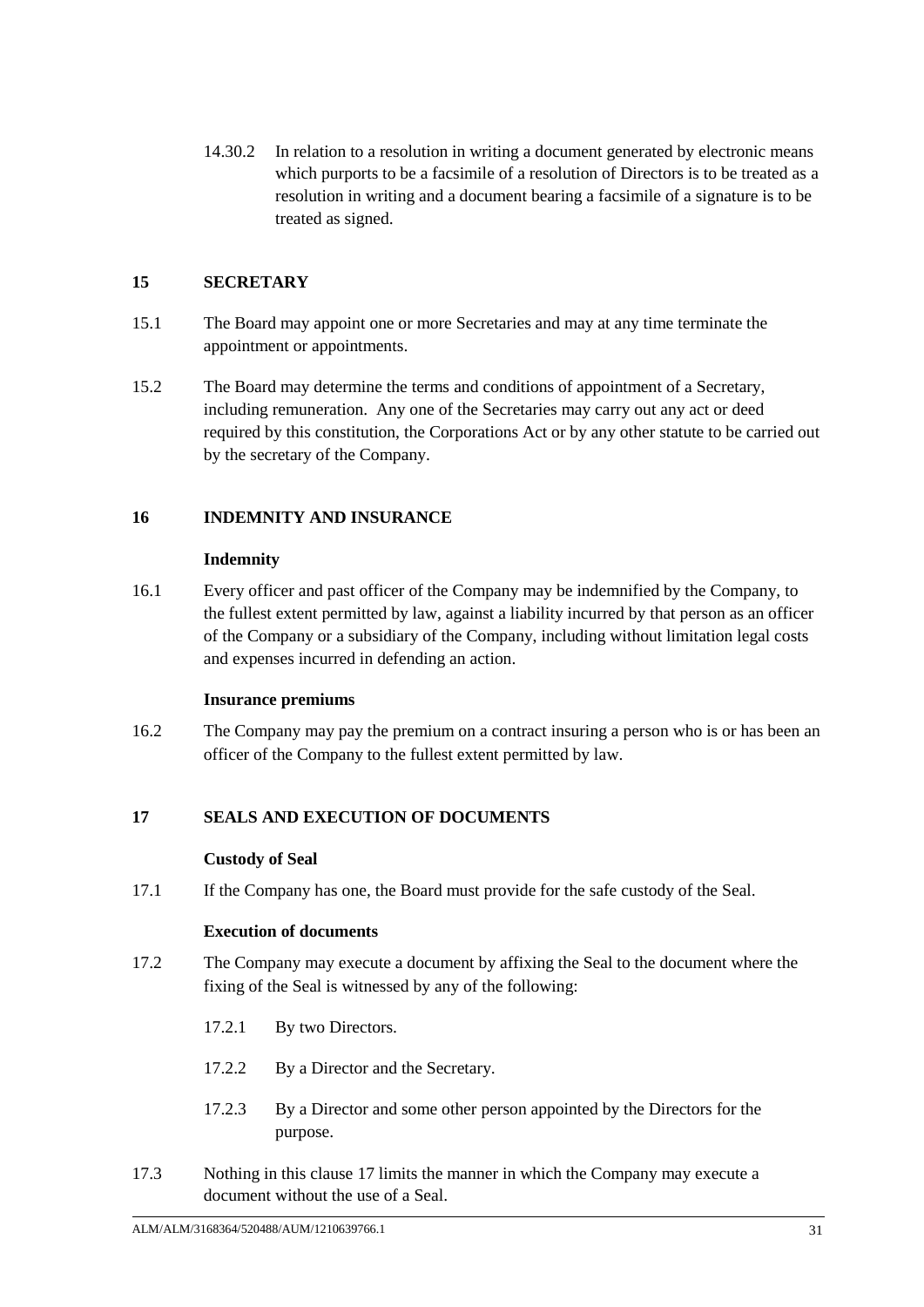14.30.2 In relation to a resolution in writing a document generated by electronic means which purports to be a facsimile of a resolution of Directors is to be treated as a resolution in writing and a document bearing a facsimile of a signature is to be treated as signed.

## 15 SECRETARY

15.1 The Board may appoint one or more Secretaries and may at any time terminate the appointment or appointments.

15.2 The Board may determine the terms and conditions of appointment of a Secretary, including remuneration. Any one of the Secretaries may carry out any act or deed required by this constitution, the Corporations Act or by any other statute to be carried out by the secretary of the Company.

## 16 INDEMNITY AND INSURANCE

**Indemnity**

16.1 Every officer and past officer of the Company may be indemnified by the Company, to the fullest extent permitted by law, against a liability incurred by that person as an officer of the Company or a subsidiary of the Company, including without limitation legal costs and expenses incurred in defending an action.

**Insurance premiums**

16.2 The Company may pay the premium on a contract insuring a person who is or has been an officer of the Company to the fullest extent permitted by law.

## 17 SEALS AND EXECUTION OF DOCUMENTS

**Custody of Seal**

17.1 If the Company has one, the Board must provide for the safe custody of the Seal.

**Execution of documents**

17.2 The Company may execute a document by affixing the Seal to the document where the fixing of the Seal is witnessed by any of the following:

17.2.1 By two Directors.

17.2.2 By a Director and the Secretary.

17.2.3 By a Director and some other person appointed by the Directors for the purpose.

17.3 Nothing in this clause 17 limits the manner in which the Company may execute a document without the use of a Seal.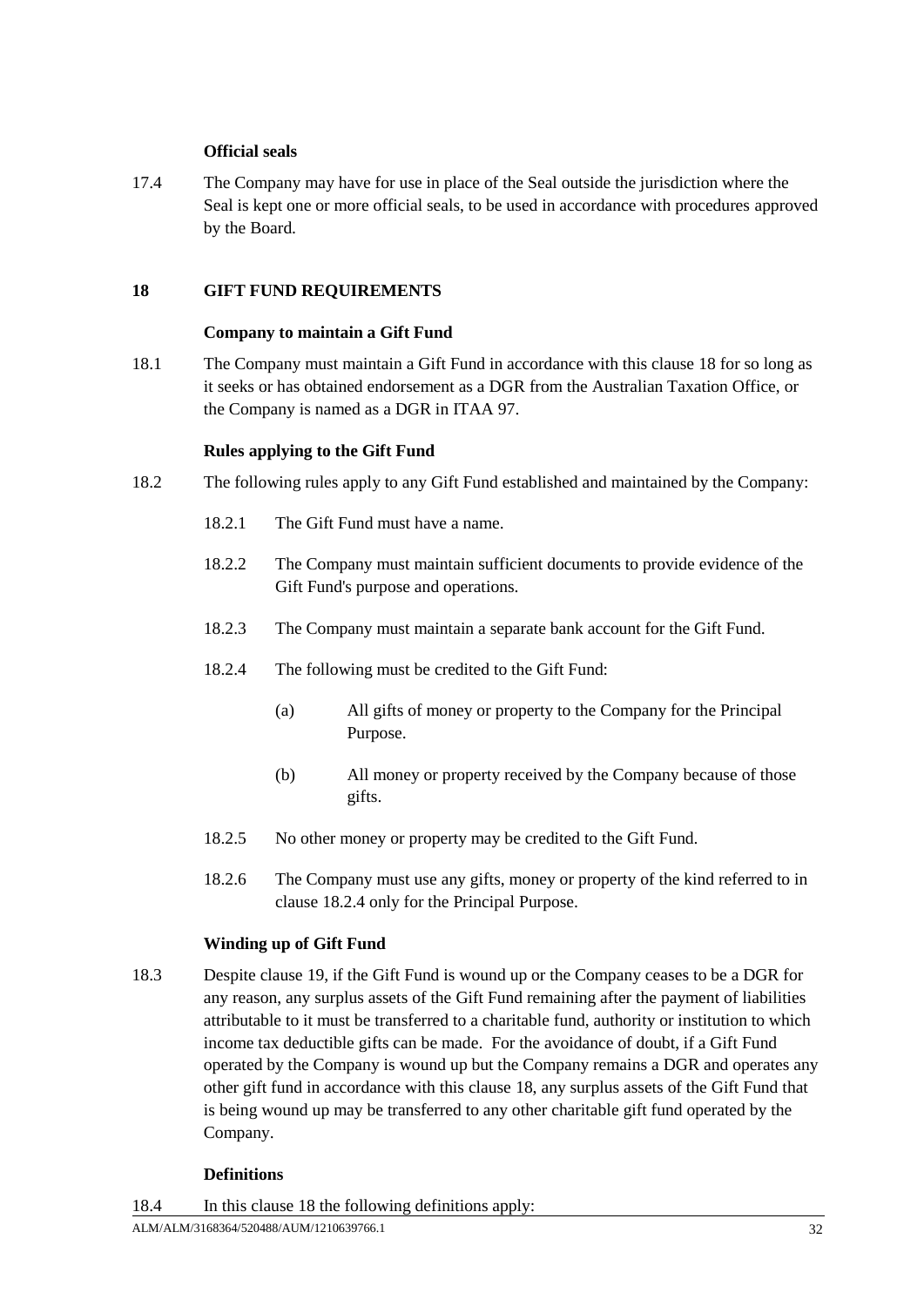**Official seals**

17.4 The Company may have for use in place of the Seal outside the jurisdiction where the Seal is kept one or more official seals, to be used in accordance with procedures approved by the Board.

## 18 GIFT FUND REQUIREMENTS

**Company to maintain a Gift Fund**

18.1 The Company must maintain a Gift Fund in accordance with this clause 18 for so long as it seeks or has obtained endorsement as a DGR from the Australian Taxation Office, or the Company is named as a DGR in ITAA 97.

**Rules applying to the Gift Fund**

18.2 The following rules apply to any Gift Fund established and maintained by the Company:

18.2.1 The Gift Fund must have a name.

18.2.2 The Company must maintain sufficient documents to provide evidence of the Gift Fund's purpose and operations.

18.2.3 The Company must maintain a separate bank account for the Gift Fund.

18.2.4 The following must be credited to the Gift Fund:

(a) All gifts of money or property to the Company for the Principal Purpose.

(b) All money or property received by the Company because of those gifts.

18.2.5 No other money or property may be credited to the Gift Fund.

18.2.6 The Company must use any gifts, money or property of the kind referred to in clause 18.2.4 only for the Principal Purpose.

**Winding up of Gift Fund**

18.3 Despite clause 19, if the Gift Fund is wound up or the Company ceases to be a DGR for any reason, any surplus assets of the Gift Fund remaining after the payment of liabilities attributable to it must be transferred to a charitable fund, authority or institution to which income tax deductible gifts can be made. For the avoidance of doubt, if a Gift Fund operated by the Company is wound up but the Company remains a DGR and operates any other gift fund in accordance with this clause 18, any surplus assets of the Gift Fund that is being wound up may be transferred to any other charitable gift fund operated by the Company.

**Definitions**

18.4 In this clause 18 the following definitions apply: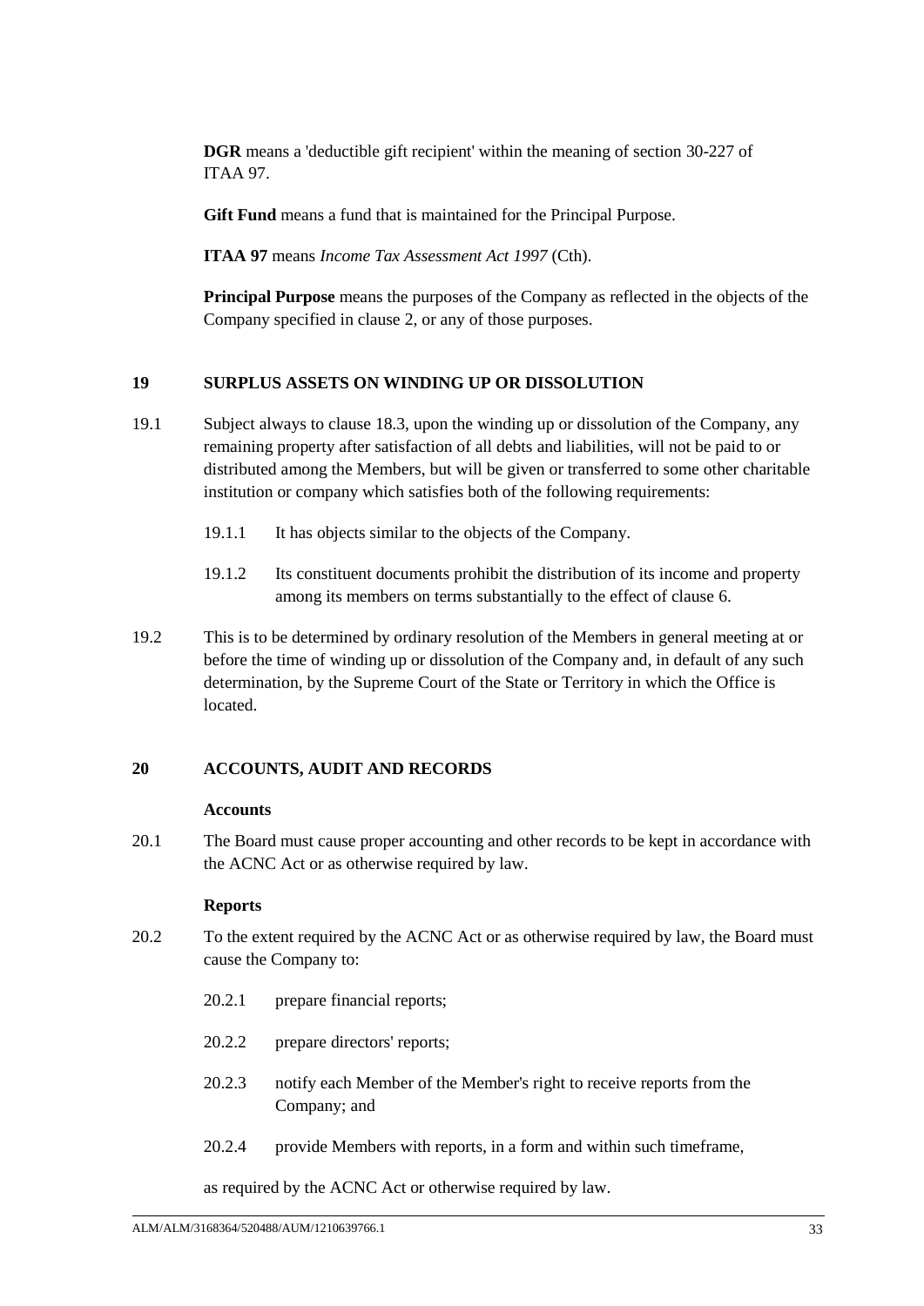**DGR** means a 'deductible gift recipient' within the meaning of section 30-227 of ITAA 97.

**Gift Fund** means a fund that is maintained for the Principal Purpose.

**ITAA 97** means *Income Tax Assessment Act 1997* (Cth).

**Principal Purpose** means the purposes of the Company as reflected in the objects of the Company specified in clause 2, or any of those purposes.

## 19 SURPLUS ASSETS ON WINDING UP OR DISSOLUTION

19.1 Subject always to clause 18.3, upon the winding up or dissolution of the Company, any remaining property after satisfaction of all debts and liabilities, will not be paid to or distributed among the Members, but will be given or transferred to some other charitable institution or company which satisfies both of the following requirements:

19.1.1 It has objects similar to the objects of the Company.

19.1.2 Its constituent documents prohibit the distribution of its income and property among its members on terms substantially to the effect of clause 6.

19.2 This is to be determined by ordinary resolution of the Members in general meeting at or before the time of winding up or dissolution of the Company and, in default of any such determination, by the Supreme Court of the State or Territory in which the Office is located.

## 20 ACCOUNTS, AUDIT AND RECORDS

**Accounts**

20.1 The Board must cause proper accounting and other records to be kept in accordance with the ACNC Act or as otherwise required by law.

**Reports**

20.2 To the extent required by the ACNC Act or as otherwise required by law, the Board must cause the Company to:

20.2.1 prepare financial reports;

20.2.2 prepare directors' reports;

20.2.3 notify each Member of the Member's right to receive reports from the Company; and

20.2.4 provide Members with reports, in a form and within such timeframe,

as required by the ACNC Act or otherwise required by law.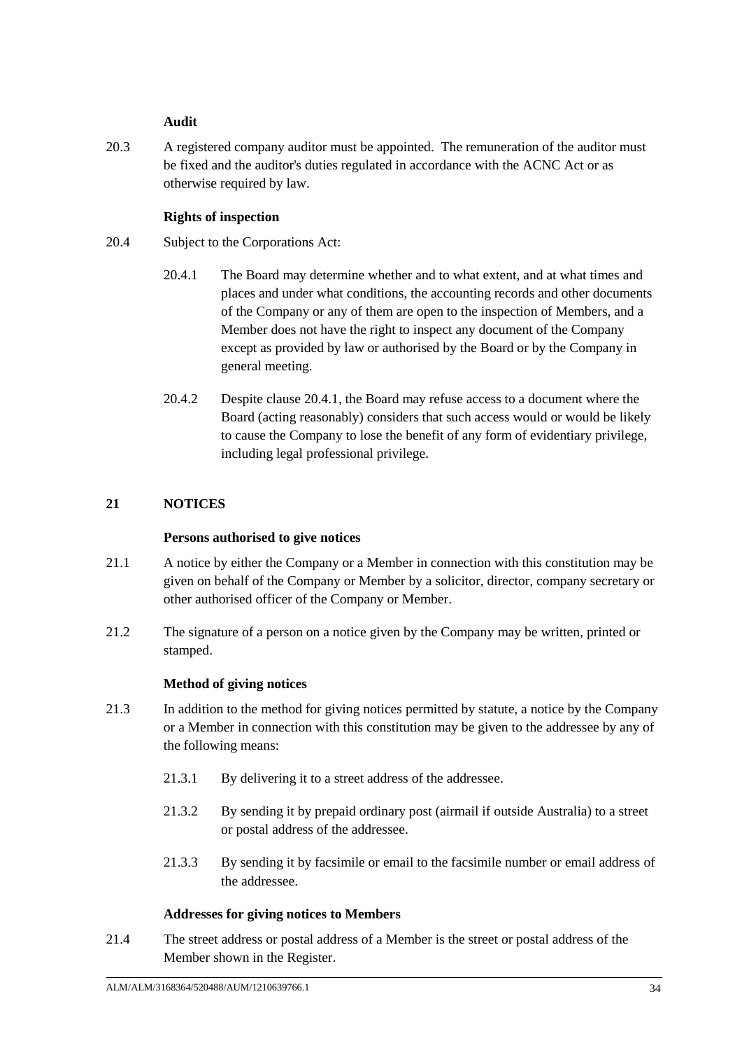**Audit**

20.3 A registered company auditor must be appointed. The remuneration of the auditor must be fixed and the auditor's duties regulated in accordance with the ACNC Act or as otherwise required by law.

**Rights of inspection**

20.4 Subject to the Corporations Act:

20.4.1 The Board may determine whether and to what extent, and at what times and places and under what conditions, the accounting records and other documents of the Company or any of them are open to the inspection of Members, and a Member does not have the right to inspect any document of the Company except as provided by law or authorised by the Board or by the Company in general meeting.

20.4.2 Despite clause 20.4.1, the Board may refuse access to a document where the Board (acting reasonably) considers that such access would or would be likely to cause the Company to lose the benefit of any form of evidentiary privilege, including legal professional privilege.

## 21 NOTICES

**Persons authorised to give notices**

21.1 A notice by either the Company or a Member in connection with this constitution may be given on behalf of the Company or Member by a solicitor, director, company secretary or other authorised officer of the Company or Member.

21.2 The signature of a person on a notice given by the Company may be written, printed or stamped.

**Method of giving notices**

21.3 In addition to the method for giving notices permitted by statute, a notice by the Company or a Member in connection with this constitution may be given to the addressee by any of the following means:

21.3.1 By delivering it to a street address of the addressee.

21.3.2 By sending it by prepaid ordinary post (airmail if outside Australia) to a street or postal address of the addressee.

21.3.3 By sending it by facsimile or email to the facsimile number or email address of the addressee.

**Addresses for giving notices to Members**

21.4 The street address or postal address of a Member is the street or postal address of the Member shown in the Register.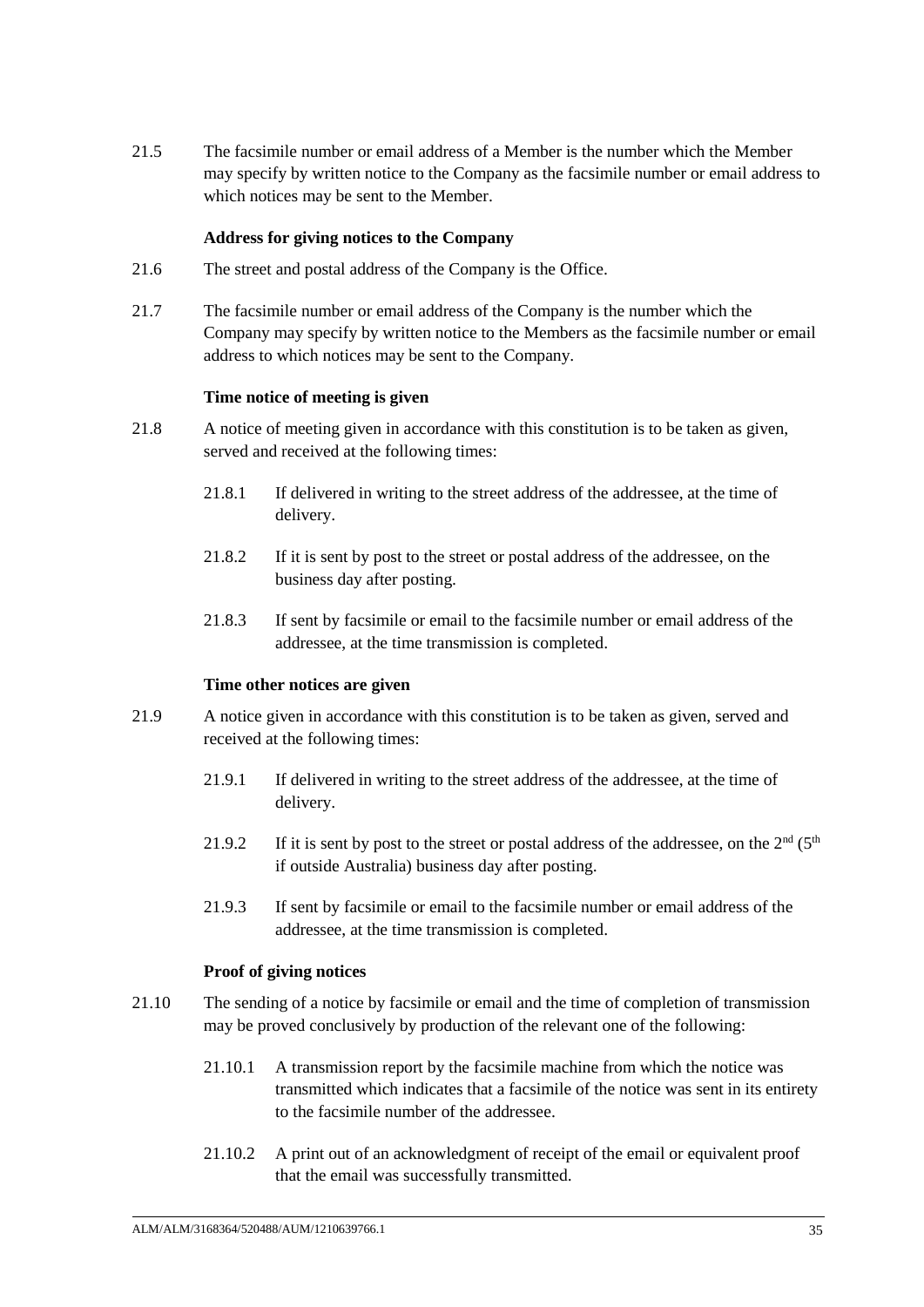21.5 The facsimile number or email address of a Member is the number which the Member may specify by written notice to the Company as the facsimile number or email address to which notices may be sent to the Member.

**Address for giving notices to the Company**

21.6 The street and postal address of the Company is the Office.

21.7 The facsimile number or email address of the Company is the number which the Company may specify by written notice to the Members as the facsimile number or email address to which notices may be sent to the Company.

**Time notice of meeting is given**

21.8 A notice of meeting given in accordance with this constitution is to be taken as given, served and received at the following times:

21.8.1 If delivered in writing to the street address of the addressee, at the time of delivery.

21.8.2 If it is sent by post to the street or postal address of the addressee, on the business day after posting.

21.8.3 If sent by facsimile or email to the facsimile number or email address of the addressee, at the time transmission is completed.

**Time other notices are given**

21.9 A notice given in accordance with this constitution is to be taken as given, served and received at the following times:

21.9.1 If delivered in writing to the street address of the addressee, at the time of delivery.

21.9.2 If it is sent by post to the street or postal address of the addressee, on the 2nd (5th if outside Australia) business day after posting.

21.9.3 If sent by facsimile or email to the facsimile number or email address of the addressee, at the time transmission is completed.

**Proof of giving notices**

21.10 The sending of a notice by facsimile or email and the time of completion of transmission may be proved conclusively by production of the relevant one of the following:

21.10.1 A transmission report by the facsimile machine from which the notice was transmitted which indicates that a facsimile of the notice was sent in its entirety to the facsimile number of the addressee.

21.10.2 A print out of an acknowledgment of receipt of the email or equivalent proof that the email was successfully transmitted.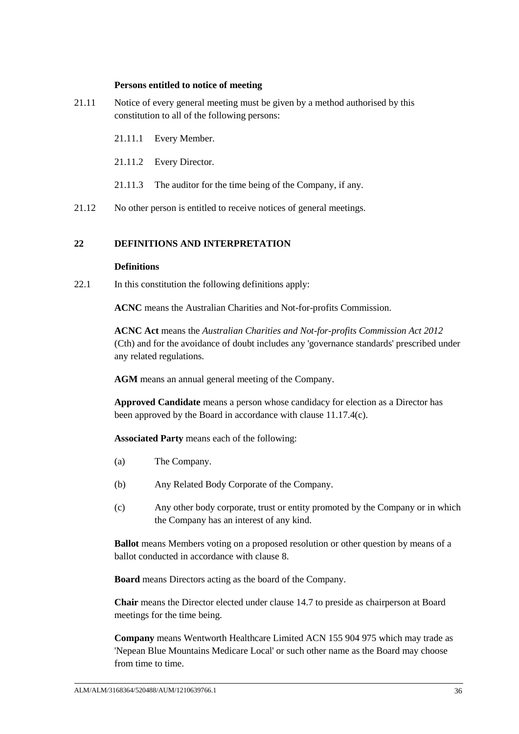**Persons entitled to notice of meeting**

21.11 Notice of every general meeting must be given by a method authorised by this constitution to all of the following persons:

21.11.1 Every Member.

21.11.2 Every Director.

21.11.3 The auditor for the time being of the Company, if any.

21.12 No other person is entitled to receive notices of general meetings.

## 22 DEFINITIONS AND INTERPRETATION

**Definitions**

22.1 In this constitution the following definitions apply:

**ACNC** means the Australian Charities and Not-for-profits Commission.

**ACNC Act** means the *Australian Charities and Not-for-profits Commission Act 2012* (Cth) and for the avoidance of doubt includes any 'governance standards' prescribed under any related regulations.

**AGM** means an annual general meeting of the Company.

**Approved Candidate** means a person whose candidacy for election as a Director has been approved by the Board in accordance with clause 11.17.4(c).

**Associated Party** means each of the following:

(a) The Company.

(b) Any Related Body Corporate of the Company.

(c) Any other body corporate, trust or entity promoted by the Company or in which the Company has an interest of any kind.

**Ballot** means Members voting on a proposed resolution or other question by means of a ballot conducted in accordance with clause 8.

**Board** means Directors acting as the board of the Company.

**Chair** means the Director elected under clause 14.7 to preside as chairperson at Board meetings for the time being.

**Company** means Wentworth Healthcare Limited ACN 155 904 975 which may trade as 'Nepean Blue Mountains Medicare Local' or such other name as the Board may choose from time to time.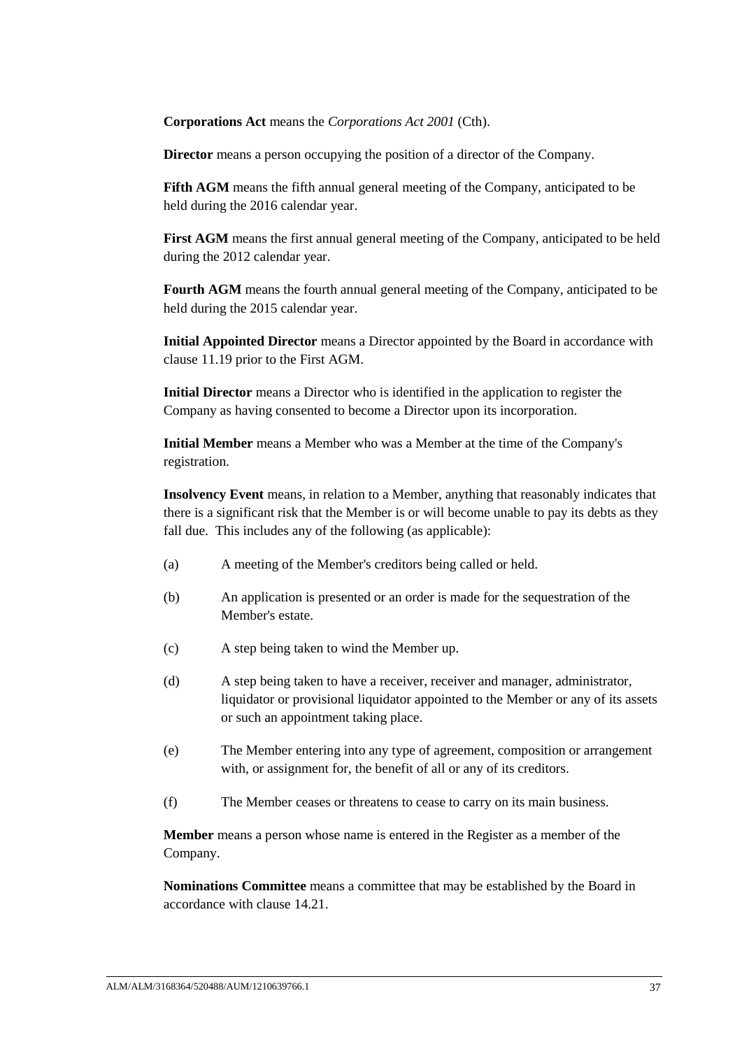**Corporations Act** means the *Corporations Act 2001* (Cth).

**Director** means a person occupying the position of a director of the Company.

**Fifth AGM** means the fifth annual general meeting of the Company, anticipated to be held during the 2016 calendar year.

**First AGM** means the first annual general meeting of the Company, anticipated to be held during the 2012 calendar year.

**Fourth AGM** means the fourth annual general meeting of the Company, anticipated to be held during the 2015 calendar year.

**Initial Appointed Director** means a Director appointed by the Board in accordance with clause 11.19 prior to the First AGM.

**Initial Director** means a Director who is identified in the application to register the Company as having consented to become a Director upon its incorporation.

**Initial Member** means a Member who was a Member at the time of the Company's registration.

**Insolvency Event** means, in relation to a Member, anything that reasonably indicates that there is a significant risk that the Member is or will become unable to pay its debts as they fall due. This includes any of the following (as applicable):

(a) A meeting of the Member's creditors being called or held.

(b) An application is presented or an order is made for the sequestration of the Member's estate.

(c) A step being taken to wind the Member up.

(d) A step being taken to have a receiver, receiver and manager, administrator, liquidator or provisional liquidator appointed to the Member or any of its assets or such an appointment taking place.

(e) The Member entering into any type of agreement, composition or arrangement with, or assignment for, the benefit of all or any of its creditors.

(f) The Member ceases or threatens to cease to carry on its main business.

**Member** means a person whose name is entered in the Register as a member of the Company.

**Nominations Committee** means a committee that may be established by the Board in accordance with clause 14.21.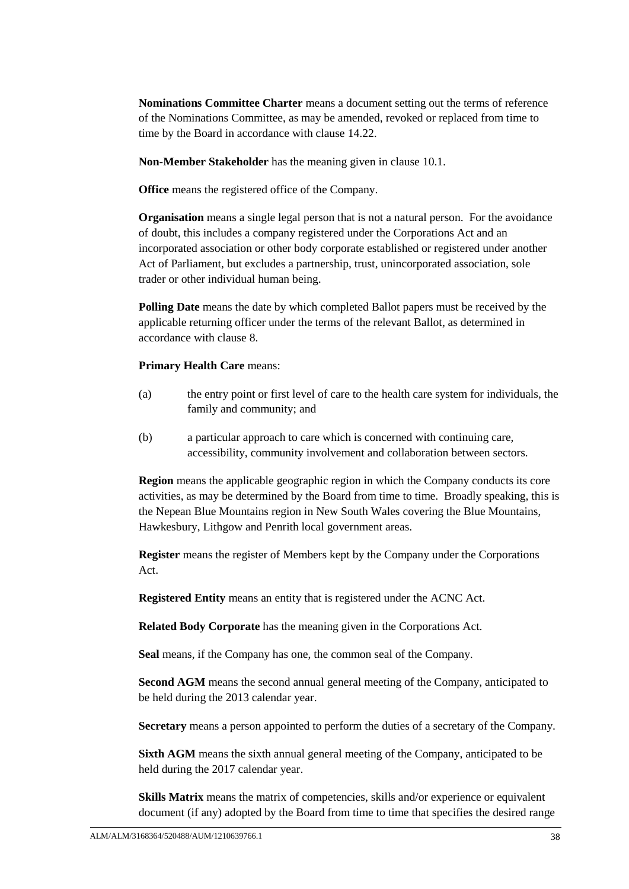**Nominations Committee Charter** means a document setting out the terms of reference of the Nominations Committee, as may be amended, revoked or replaced from time to time by the Board in accordance with clause 14.22.

**Non-Member Stakeholder** has the meaning given in clause 10.1.

**Office** means the registered office of the Company.

**Organisation** means a single legal person that is not a natural person. For the avoidance of doubt, this includes a company registered under the Corporations Act and an incorporated association or other body corporate established or registered under another Act of Parliament, but excludes a partnership, trust, unincorporated association, sole trader or other individual human being.

**Polling Date** means the date by which completed Ballot papers must be received by the applicable returning officer under the terms of the relevant Ballot, as determined in accordance with clause 8.

**Primary Health Care** means:

(a) the entry point or first level of care to the health care system for individuals, the family and community; and

(b) a particular approach to care which is concerned with continuing care, accessibility, community involvement and collaboration between sectors.

**Region** means the applicable geographic region in which the Company conducts its core activities, as may be determined by the Board from time to time. Broadly speaking, this is the Nepean Blue Mountains region in New South Wales covering the Blue Mountains, Hawkesbury, Lithgow and Penrith local government areas.

**Register** means the register of Members kept by the Company under the Corporations Act.

**Registered Entity** means an entity that is registered under the ACNC Act.

**Related Body Corporate** has the meaning given in the Corporations Act.

**Seal** means, if the Company has one, the common seal of the Company.

**Second AGM** means the second annual general meeting of the Company, anticipated to be held during the 2013 calendar year.

**Secretary** means a person appointed to perform the duties of a secretary of the Company.

**Sixth AGM** means the sixth annual general meeting of the Company, anticipated to be held during the 2017 calendar year.

**Skills Matrix** means the matrix of competencies, skills and/or experience or equivalent document (if any) adopted by the Board from time to time that specifies the desired range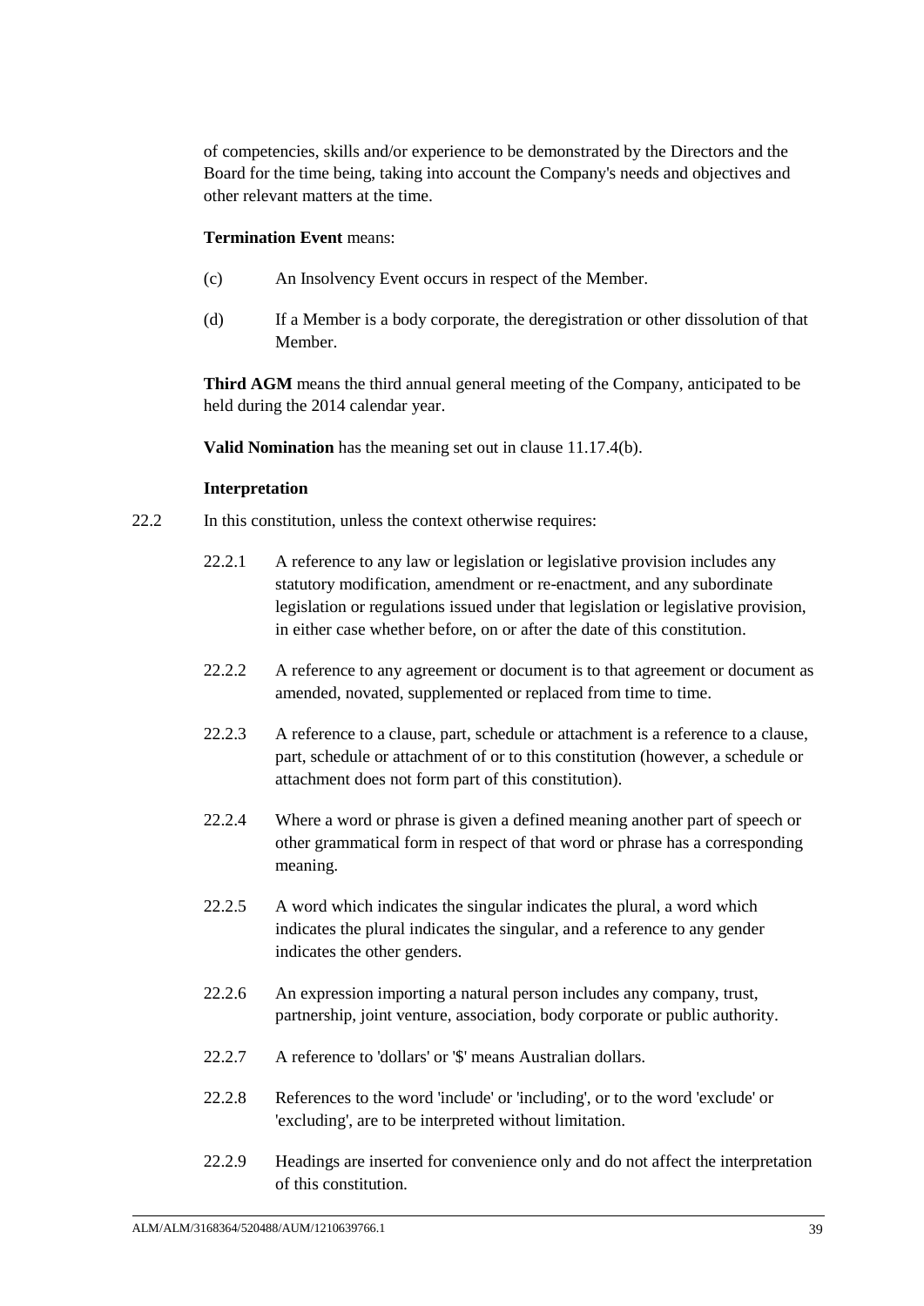of competencies, skills and/or experience to be demonstrated by the Directors and the Board for the time being, taking into account the Company's needs and objectives and other relevant matters at the time.

**Termination Event** means:

(c) An Insolvency Event occurs in respect of the Member.

(d) If a Member is a body corporate, the deregistration or other dissolution of that Member.

**Third AGM** means the third annual general meeting of the Company, anticipated to be held during the 2014 calendar year.

**Valid Nomination** has the meaning set out in clause 11.17.4(b).

**Interpretation**

22.2 In this constitution, unless the context otherwise requires:

22.2.1 A reference to any law or legislation or legislative provision includes any statutory modification, amendment or re-enactment, and any subordinate legislation or regulations issued under that legislation or legislative provision, in either case whether before, on or after the date of this constitution.

22.2.2 A reference to any agreement or document is to that agreement or document as amended, novated, supplemented or replaced from time to time.

22.2.3 A reference to a clause, part, schedule or attachment is a reference to a clause, part, schedule or attachment of or to this constitution (however, a schedule or attachment does not form part of this constitution).

22.2.4 Where a word or phrase is given a defined meaning another part of speech or other grammatical form in respect of that word or phrase has a corresponding meaning.

22.2.5 A word which indicates the singular indicates the plural, a word which indicates the plural indicates the singular, and a reference to any gender indicates the other genders.

22.2.6 An expression importing a natural person includes any company, trust, partnership, joint venture, association, body corporate or public authority.

22.2.7 A reference to 'dollars' or '$' means Australian dollars.

22.2.8 References to the word 'include' or 'including', or to the word 'exclude' or 'excluding', are to be interpreted without limitation.

22.2.9 Headings are inserted for convenience only and do not affect the interpretation of this constitution.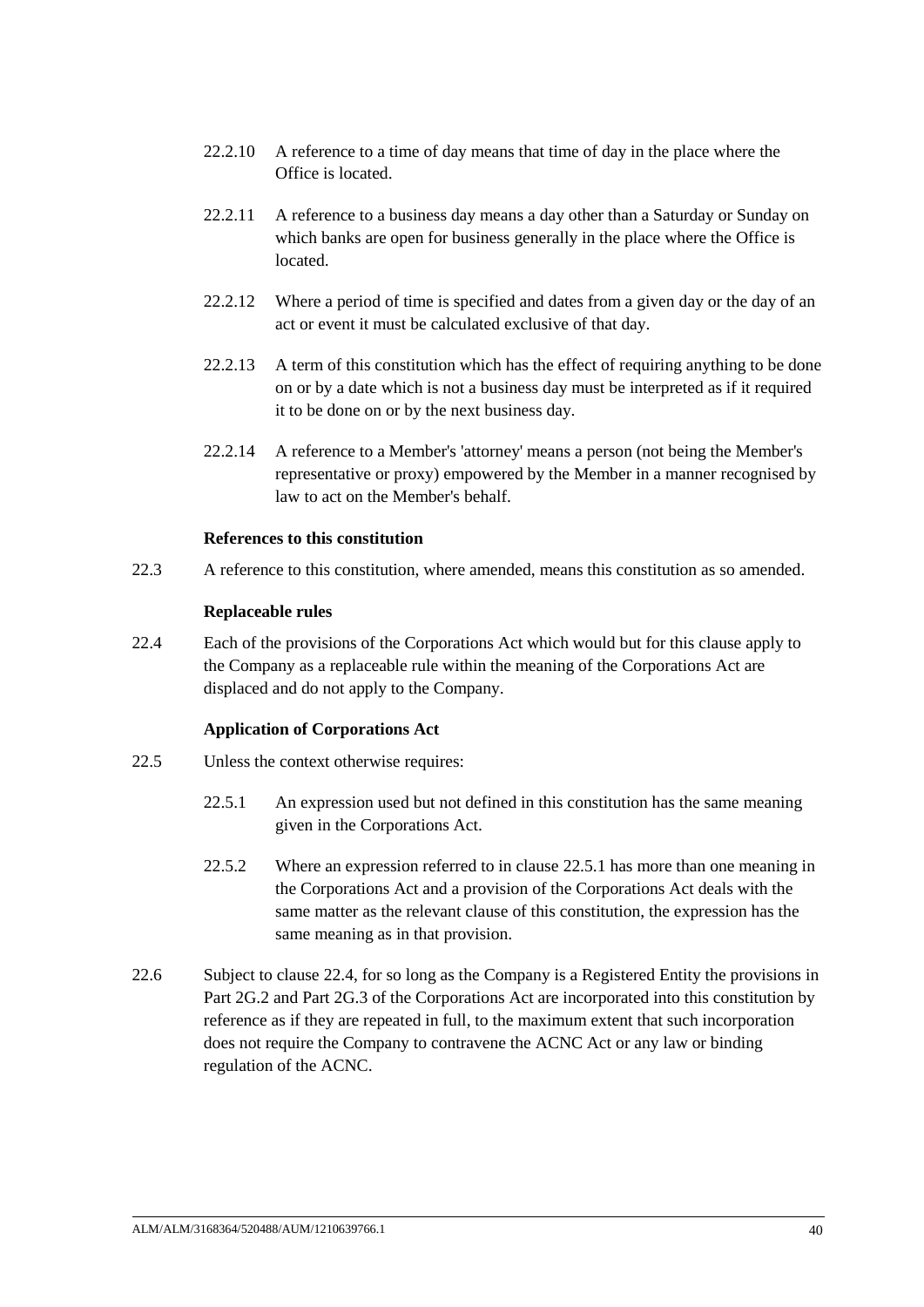22.2.10 A reference to a time of day means that time of day in the place where the Office is located.

22.2.11 A reference to a business day means a day other than a Saturday or Sunday on which banks are open for business generally in the place where the Office is located.

22.2.12 Where a period of time is specified and dates from a given day or the day of an act or event it must be calculated exclusive of that day.

22.2.13 A term of this constitution which has the effect of requiring anything to be done on or by a date which is not a business day must be interpreted as if it required it to be done on or by the next business day.

22.2.14 A reference to a Member's 'attorney' means a person (not being the Member's representative or proxy) empowered by the Member in a manner recognised by law to act on the Member's behalf.

**References to this constitution**

22.3 A reference to this constitution, where amended, means this constitution as so amended.

**Replaceable rules**

22.4 Each of the provisions of the Corporations Act which would but for this clause apply to the Company as a replaceable rule within the meaning of the Corporations Act are displaced and do not apply to the Company.

**Application of Corporations Act**

22.5 Unless the context otherwise requires:

22.5.1 An expression used but not defined in this constitution has the same meaning given in the Corporations Act.

22.5.2 Where an expression referred to in clause 22.5.1 has more than one meaning in the Corporations Act and a provision of the Corporations Act deals with the same matter as the relevant clause of this constitution, the expression has the same meaning as in that provision.

22.6 Subject to clause 22.4, for so long as the Company is a Registered Entity the provisions in Part 2G.2 and Part 2G.3 of the Corporations Act are incorporated into this constitution by reference as if they are repeated in full, to the maximum extent that such incorporation does not require the Company to contravene the ACNC Act or any law or binding regulation of the ACNC.